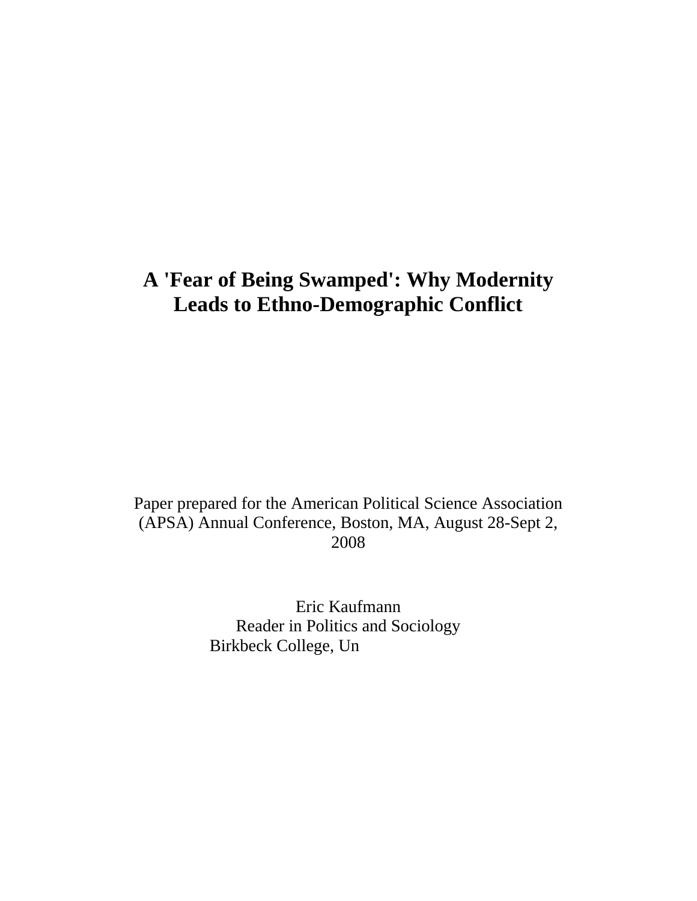# A 'Fear of Being Swamped': Why Modernity Leads to Ethno-Demographic Conflict

Paper prepared for the American Political Science Association (APSA) Annual Conference, Boston, MA, August 28-Sept 2, 2008

Eric Kaufmann
Reader in Politics and Sociology
Birkbeck College, Un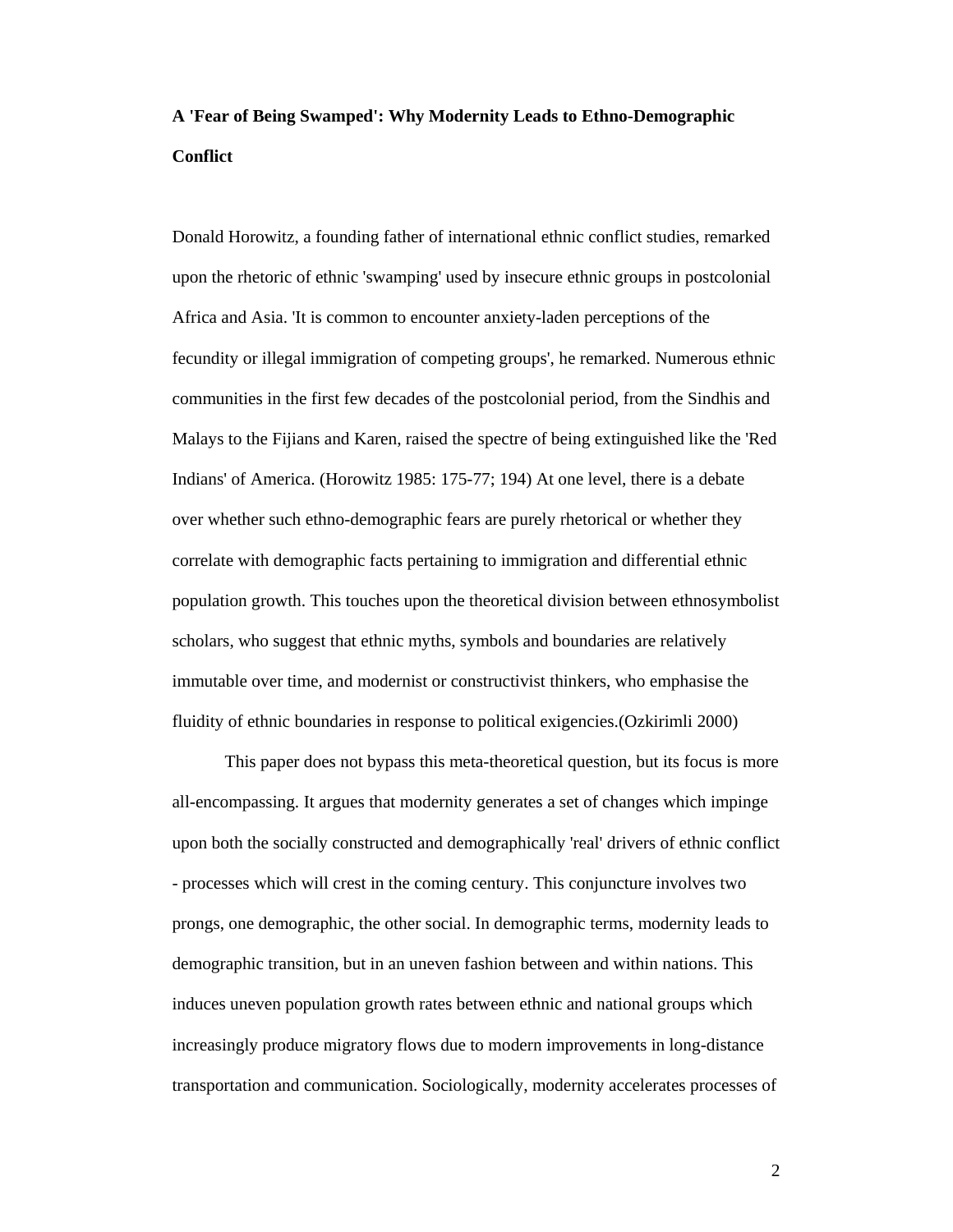**A 'Fear of Being Swamped': Why Modernity Leads to Ethno-Demographic Conflict**

Donald Horowitz, a founding father of international ethnic conflict studies, remarked upon the rhetoric of ethnic 'swamping' used by insecure ethnic groups in postcolonial Africa and Asia. 'It is common to encounter anxiety-laden perceptions of the fecundity or illegal immigration of competing groups', he remarked. Numerous ethnic communities in the first few decades of the postcolonial period, from the Sindhis and Malays to the Fijians and Karen, raised the spectre of being extinguished like the 'Red Indians' of America. (Horowitz 1985: 175-77; 194) At one level, there is a debate over whether such ethno-demographic fears are purely rhetorical or whether they correlate with demographic facts pertaining to immigration and differential ethnic population growth. This touches upon the theoretical division between ethnosymbolist scholars, who suggest that ethnic myths, symbols and boundaries are relatively immutable over time, and modernist or constructivist thinkers, who emphasise the fluidity of ethnic boundaries in response to political exigencies.(Ozkirimli 2000)

This paper does not bypass this meta-theoretical question, but its focus is more all-encompassing. It argues that modernity generates a set of changes which impinge upon both the socially constructed and demographically 'real' drivers of ethnic conflict - processes which will crest in the coming century. This conjuncture involves two prongs, one demographic, the other social. In demographic terms, modernity leads to demographic transition, but in an uneven fashion between and within nations. This induces uneven population growth rates between ethnic and national groups which increasingly produce migratory flows due to modern improvements in long-distance transportation and communication. Sociologically, modernity accelerates processes of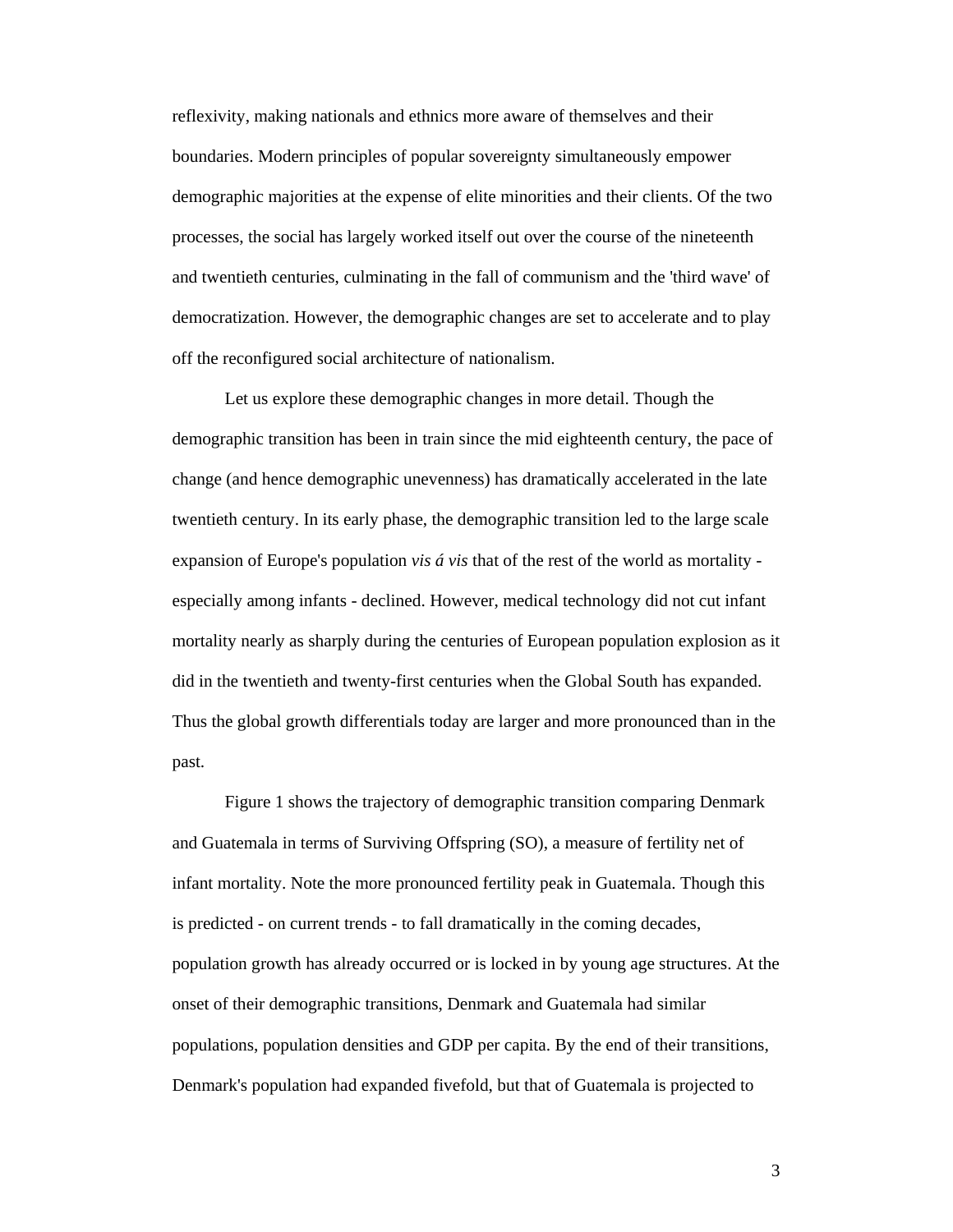reflexivity, making nationals and ethnics more aware of themselves and their boundaries. Modern principles of popular sovereignty simultaneously empower demographic majorities at the expense of elite minorities and their clients. Of the two processes, the social has largely worked itself out over the course of the nineteenth and twentieth centuries, culminating in the fall of communism and the 'third wave' of democratization. However, the demographic changes are set to accelerate and to play off the reconfigured social architecture of nationalism.

Let us explore these demographic changes in more detail. Though the demographic transition has been in train since the mid eighteenth century, the pace of change (and hence demographic unevenness) has dramatically accelerated in the late twentieth century. In its early phase, the demographic transition led to the large scale expansion of Europe's population *vis á vis* that of the rest of the world as mortality - especially among infants - declined. However, medical technology did not cut infant mortality nearly as sharply during the centuries of European population explosion as it did in the twentieth and twenty-first centuries when the Global South has expanded. Thus the global growth differentials today are larger and more pronounced than in the past.

Figure 1 shows the trajectory of demographic transition comparing Denmark and Guatemala in terms of Surviving Offspring (SO), a measure of fertility net of infant mortality. Note the more pronounced fertility peak in Guatemala. Though this is predicted - on current trends - to fall dramatically in the coming decades, population growth has already occurred or is locked in by young age structures. At the onset of their demographic transitions, Denmark and Guatemala had similar populations, population densities and GDP per capita. By the end of their transitions, Denmark's population had expanded fivefold, but that of Guatemala is projected to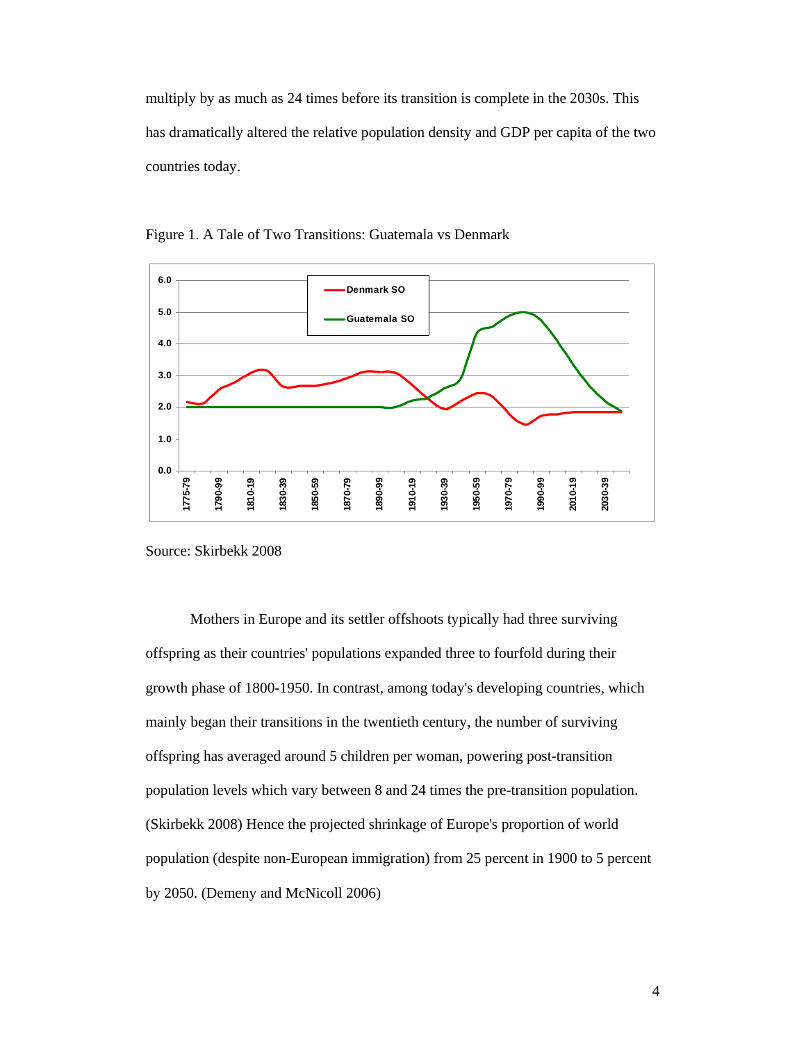multiply by as much as 24 times before its transition is complete in the 2030s. This has dramatically altered the relative population density and GDP per capita of the two countries today.

Figure 1. A Tale of Two Transitions: Guatemala vs Denmark

Source: Skirbekk 2008

Mothers in Europe and its settler offshoots typically had three surviving offspring as their countries' populations expanded three to fourfold during their growth phase of 1800-1950. In contrast, among today's developing countries, which mainly began their transitions in the twentieth century, the number of surviving offspring has averaged around 5 children per woman, powering post-transition population levels which vary between 8 and 24 times the pre-transition population. (Skirbekk 2008) Hence the projected shrinkage of Europe's proportion of world population (despite non-European immigration) from 25 percent in 1900 to 5 percent by 2050. (Demeny and McNicoll 2006)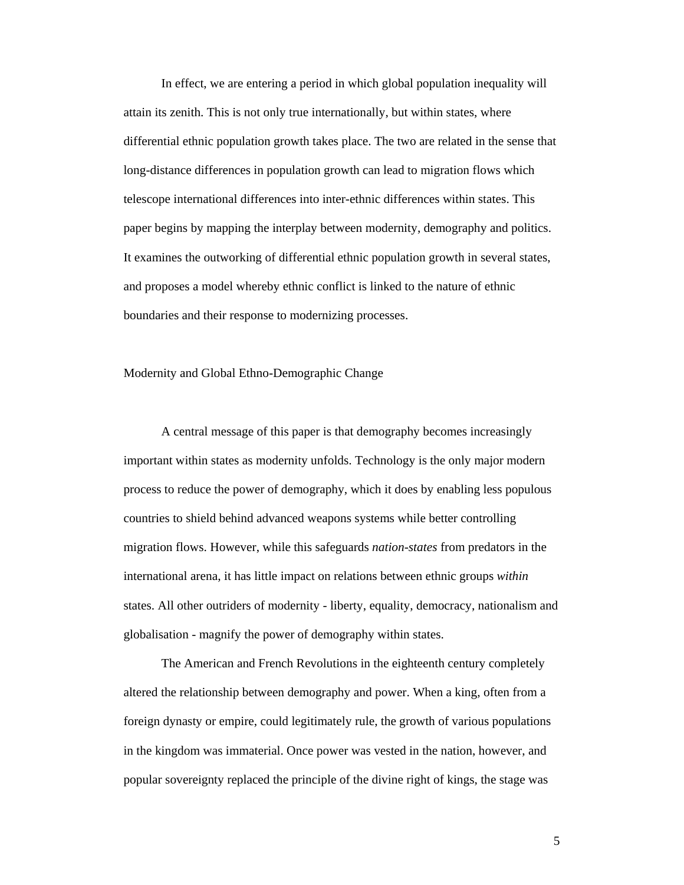In effect, we are entering a period in which global population inequality will attain its zenith. This is not only true internationally, but within states, where differential ethnic population growth takes place. The two are related in the sense that long-distance differences in population growth can lead to migration flows which telescope international differences into inter-ethnic differences within states. This paper begins by mapping the interplay between modernity, demography and politics. It examines the outworking of differential ethnic population growth in several states, and proposes a model whereby ethnic conflict is linked to the nature of ethnic boundaries and their response to modernizing processes.

## Modernity and Global Ethno-Demographic Change

A central message of this paper is that demography becomes increasingly important within states as modernity unfolds. Technology is the only major modern process to reduce the power of demography, which it does by enabling less populous countries to shield behind advanced weapons systems while better controlling migration flows. However, while this safeguards *nation-states* from predators in the international arena, it has little impact on relations between ethnic groups *within* states. All other outriders of modernity - liberty, equality, democracy, nationalism and globalisation - magnify the power of demography within states.

The American and French Revolutions in the eighteenth century completely altered the relationship between demography and power. When a king, often from a foreign dynasty or empire, could legitimately rule, the growth of various populations in the kingdom was immaterial. Once power was vested in the nation, however, and popular sovereignty replaced the principle of the divine right of kings, the stage was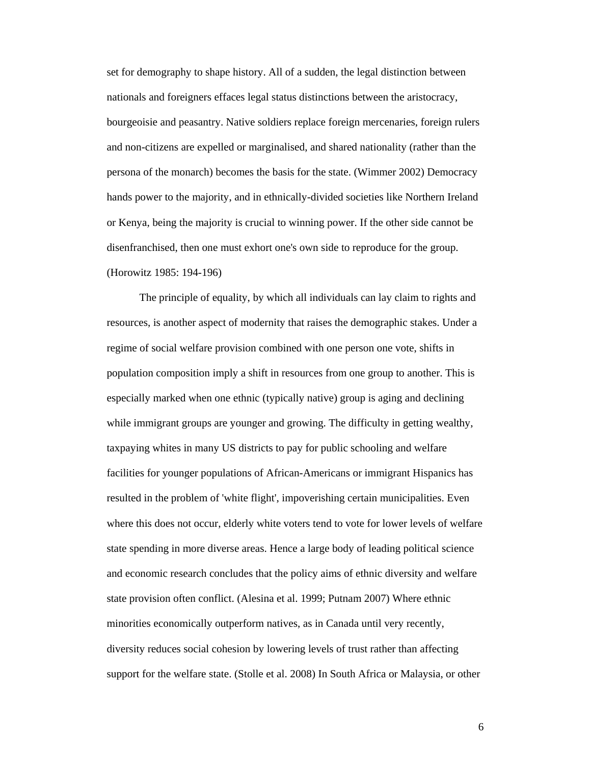set for demography to shape history. All of a sudden, the legal distinction between nationals and foreigners effaces legal status distinctions between the aristocracy, bourgeoisie and peasantry. Native soldiers replace foreign mercenaries, foreign rulers and non-citizens are expelled or marginalised, and shared nationality (rather than the persona of the monarch) becomes the basis for the state. (Wimmer 2002) Democracy hands power to the majority, and in ethnically-divided societies like Northern Ireland or Kenya, being the majority is crucial to winning power. If the other side cannot be disenfranchised, then one must exhort one's own side to reproduce for the group. (Horowitz 1985: 194-196)

The principle of equality, by which all individuals can lay claim to rights and resources, is another aspect of modernity that raises the demographic stakes. Under a regime of social welfare provision combined with one person one vote, shifts in population composition imply a shift in resources from one group to another. This is especially marked when one ethnic (typically native) group is aging and declining while immigrant groups are younger and growing. The difficulty in getting wealthy, taxpaying whites in many US districts to pay for public schooling and welfare facilities for younger populations of African-Americans or immigrant Hispanics has resulted in the problem of 'white flight', impoverishing certain municipalities. Even where this does not occur, elderly white voters tend to vote for lower levels of welfare state spending in more diverse areas. Hence a large body of leading political science and economic research concludes that the policy aims of ethnic diversity and welfare state provision often conflict. (Alesina et al. 1999; Putnam 2007) Where ethnic minorities economically outperform natives, as in Canada until very recently, diversity reduces social cohesion by lowering levels of trust rather than affecting support for the welfare state. (Stolle et al. 2008) In South Africa or Malaysia, or other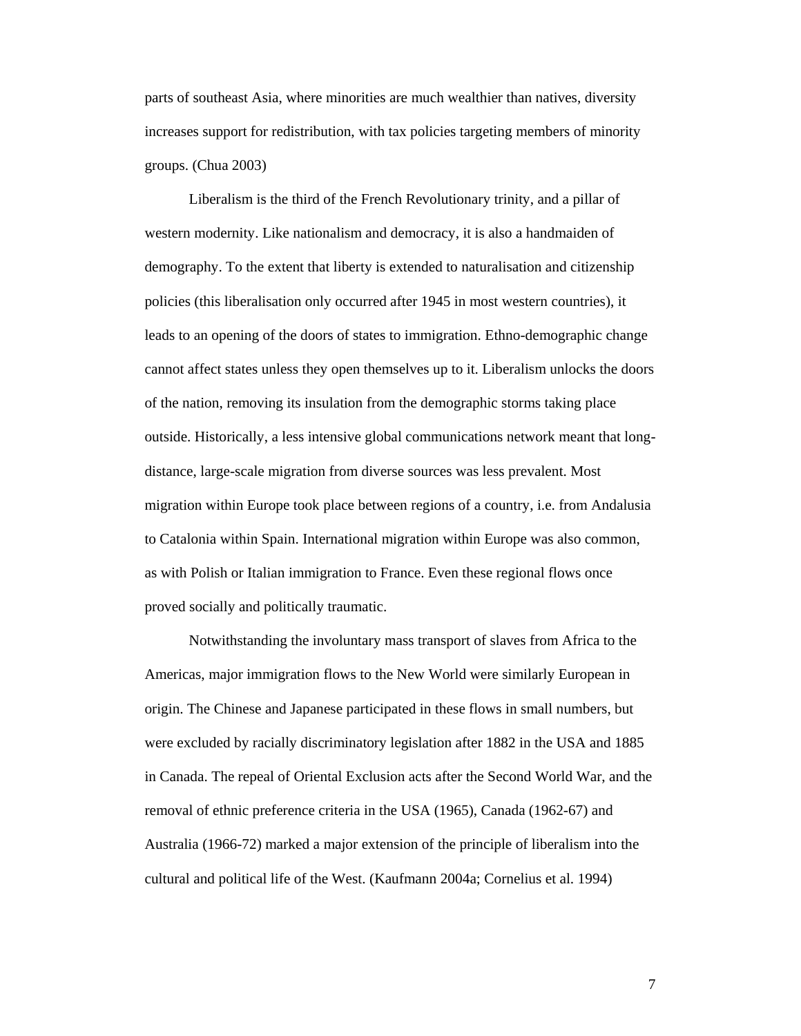parts of southeast Asia, where minorities are much wealthier than natives, diversity increases support for redistribution, with tax policies targeting members of minority groups. (Chua 2003)

Liberalism is the third of the French Revolutionary trinity, and a pillar of western modernity. Like nationalism and democracy, it is also a handmaiden of demography. To the extent that liberty is extended to naturalisation and citizenship policies (this liberalisation only occurred after 1945 in most western countries), it leads to an opening of the doors of states to immigration. Ethno-demographic change cannot affect states unless they open themselves up to it. Liberalism unlocks the doors of the nation, removing its insulation from the demographic storms taking place outside. Historically, a less intensive global communications network meant that long-distance, large-scale migration from diverse sources was less prevalent. Most migration within Europe took place between regions of a country, i.e. from Andalusia to Catalonia within Spain. International migration within Europe was also common, as with Polish or Italian immigration to France. Even these regional flows once proved socially and politically traumatic.

Notwithstanding the involuntary mass transport of slaves from Africa to the Americas, major immigration flows to the New World were similarly European in origin. The Chinese and Japanese participated in these flows in small numbers, but were excluded by racially discriminatory legislation after 1882 in the USA and 1885 in Canada. The repeal of Oriental Exclusion acts after the Second World War, and the removal of ethnic preference criteria in the USA (1965), Canada (1962-67) and Australia (1966-72) marked a major extension of the principle of liberalism into the cultural and political life of the West. (Kaufmann 2004a; Cornelius et al. 1994)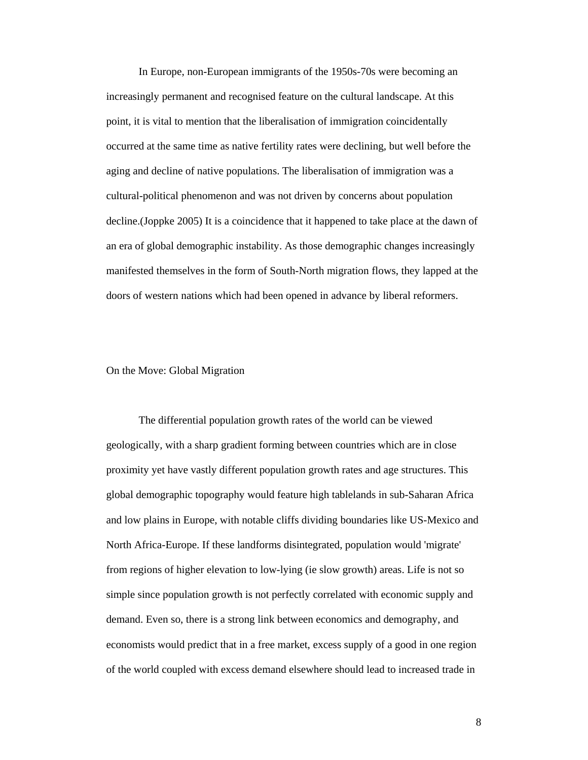In Europe, non-European immigrants of the 1950s-70s were becoming an increasingly permanent and recognised feature on the cultural landscape. At this point, it is vital to mention that the liberalisation of immigration coincidentally occurred at the same time as native fertility rates were declining, but well before the aging and decline of native populations. The liberalisation of immigration was a cultural-political phenomenon and was not driven by concerns about population decline.(Joppke 2005) It is a coincidence that it happened to take place at the dawn of an era of global demographic instability. As those demographic changes increasingly manifested themselves in the form of South-North migration flows, they lapped at the doors of western nations which had been opened in advance by liberal reformers.

## On the Move: Global Migration

The differential population growth rates of the world can be viewed geologically, with a sharp gradient forming between countries which are in close proximity yet have vastly different population growth rates and age structures. This global demographic topography would feature high tablelands in sub-Saharan Africa and low plains in Europe, with notable cliffs dividing boundaries like US-Mexico and North Africa-Europe. If these landforms disintegrated, population would 'migrate' from regions of higher elevation to low-lying (ie slow growth) areas. Life is not so simple since population growth is not perfectly correlated with economic supply and demand. Even so, there is a strong link between economics and demography, and economists would predict that in a free market, excess supply of a good in one region of the world coupled with excess demand elsewhere should lead to increased trade in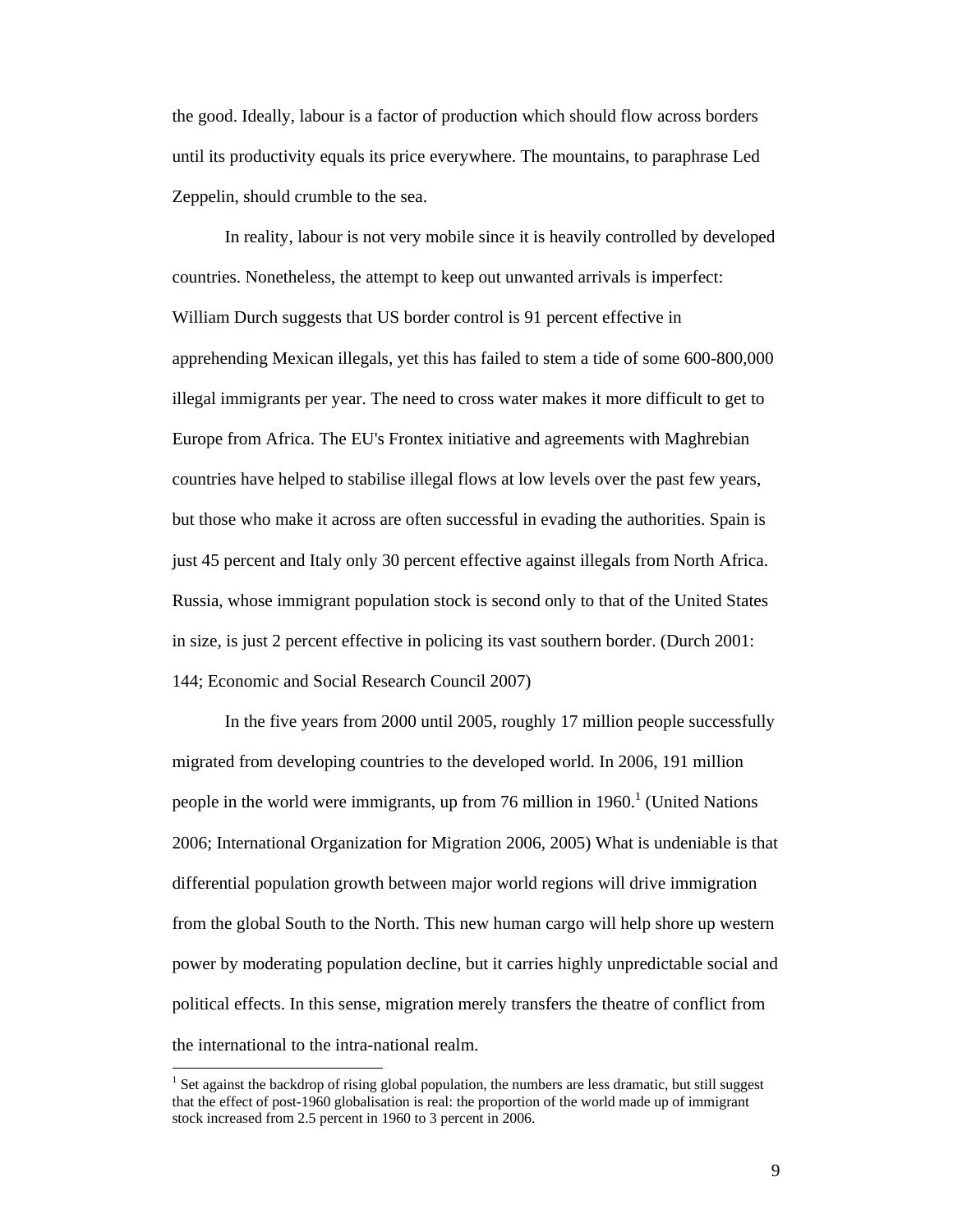the good. Ideally, labour is a factor of production which should flow across borders until its productivity equals its price everywhere. The mountains, to paraphrase Led Zeppelin, should crumble to the sea.

In reality, labour is not very mobile since it is heavily controlled by developed countries. Nonetheless, the attempt to keep out unwanted arrivals is imperfect: William Durch suggests that US border control is 91 percent effective in apprehending Mexican illegals, yet this has failed to stem a tide of some 600-800,000 illegal immigrants per year. The need to cross water makes it more difficult to get to Europe from Africa. The EU's Frontex initiative and agreements with Maghrebian countries have helped to stabilise illegal flows at low levels over the past few years, but those who make it across are often successful in evading the authorities. Spain is just 45 percent and Italy only 30 percent effective against illegals from North Africa. Russia, whose immigrant population stock is second only to that of the United States in size, is just 2 percent effective in policing its vast southern border. (Durch 2001: 144; Economic and Social Research Council 2007)

In the five years from 2000 until 2005, roughly 17 million people successfully migrated from developing countries to the developed world. In 2006, 191 million people in the world were immigrants, up from 76 million in 1960.[1] (United Nations 2006; International Organization for Migration 2006, 2005) What is undeniable is that differential population growth between major world regions will drive immigration from the global South to the North. This new human cargo will help shore up western power by moderating population decline, but it carries highly unpredictable social and political effects. In this sense, migration merely transfers the theatre of conflict from the international to the intra-national realm.

[1] Set against the backdrop of rising global population, the numbers are less dramatic, but still suggest that the effect of post-1960 globalisation is real: the proportion of the world made up of immigrant stock increased from 2.5 percent in 1960 to 3 percent in 2006.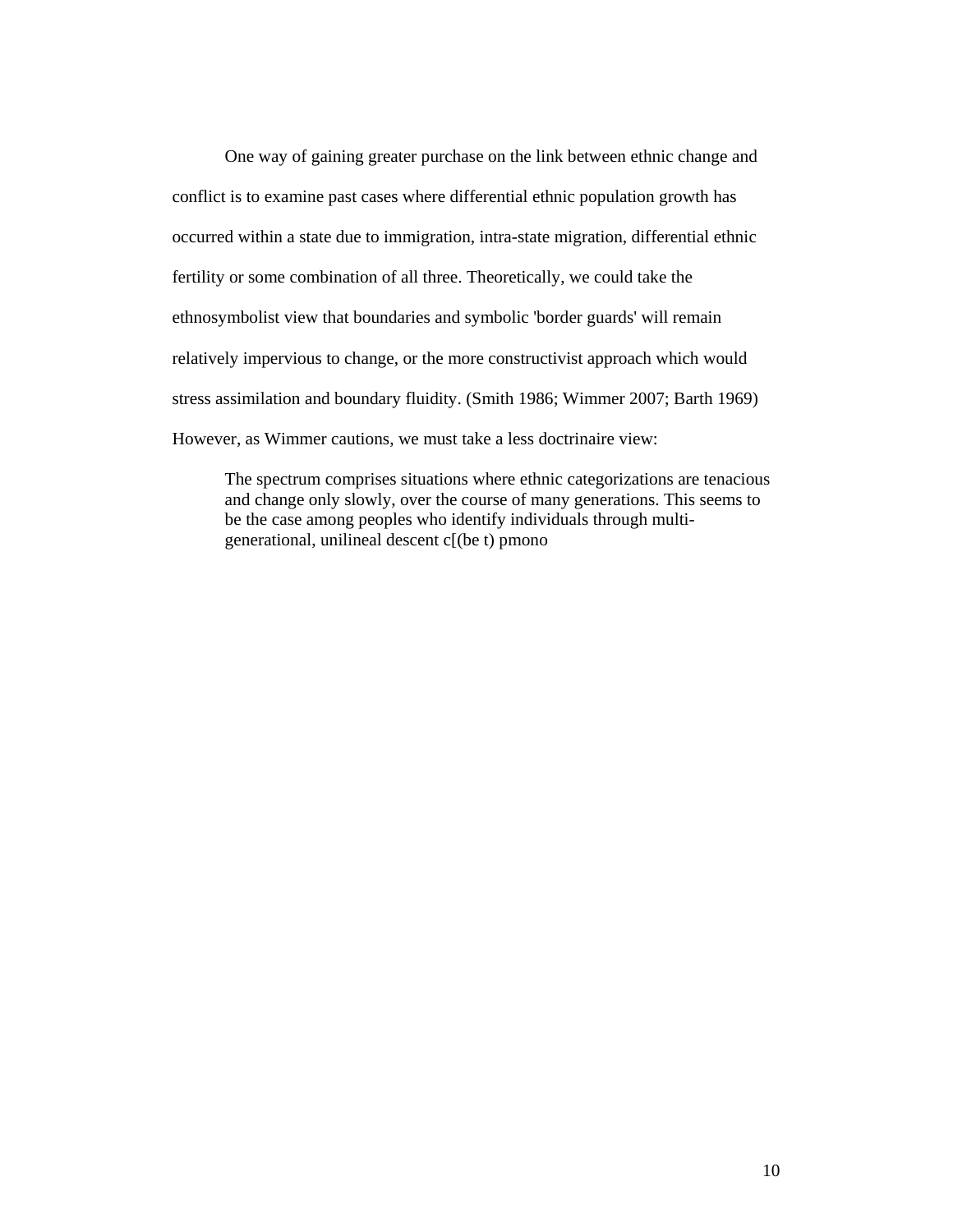One way of gaining greater purchase on the link between ethnic change and conflict is to examine past cases where differential ethnic population growth has occurred within a state due to immigration, intra-state migration, differential ethnic fertility or some combination of all three. Theoretically, we could take the ethnosymbolist view that boundaries and symbolic 'border guards' will remain relatively impervious to change, or the more constructivist approach which would stress assimilation and boundary fluidity. (Smith 1986; Wimmer 2007; Barth 1969) However, as Wimmer cautions, we must take a less doctrinaire view:

> The spectrum comprises situations where ethnic categorizations are tenacious and change only slowly, over the course of many generations. This seems to be the case among peoples who identify individuals through multi-generational, unilineal descent c[(be t) pmono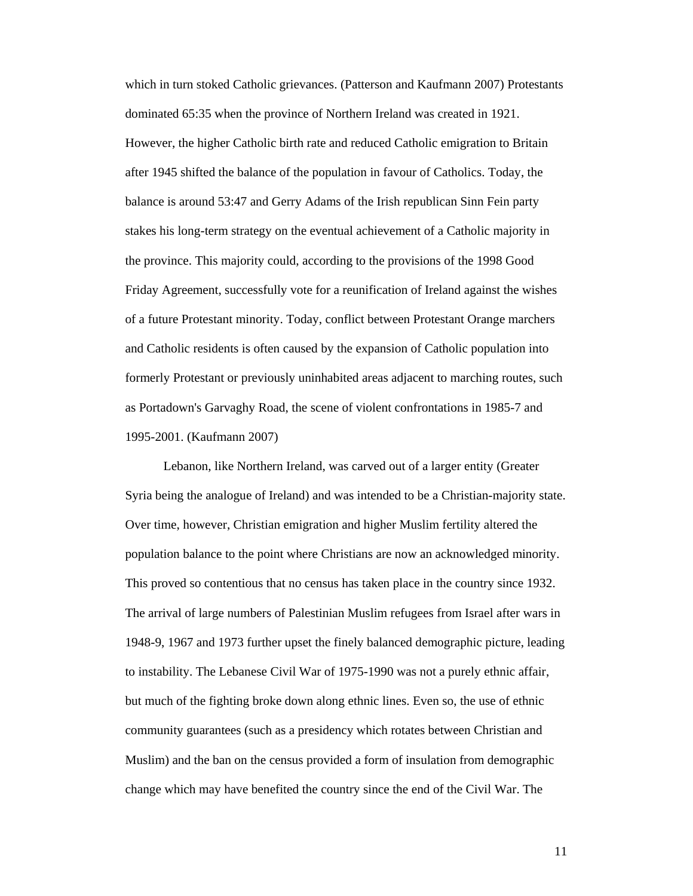which in turn stoked Catholic grievances. (Patterson and Kaufmann 2007) Protestants dominated 65:35 when the province of Northern Ireland was created in 1921. However, the higher Catholic birth rate and reduced Catholic emigration to Britain after 1945 shifted the balance of the population in favour of Catholics. Today, the balance is around 53:47 and Gerry Adams of the Irish republican Sinn Fein party stakes his long-term strategy on the eventual achievement of a Catholic majority in the province. This majority could, according to the provisions of the 1998 Good Friday Agreement, successfully vote for a reunification of Ireland against the wishes of a future Protestant minority. Today, conflict between Protestant Orange marchers and Catholic residents is often caused by the expansion of Catholic population into formerly Protestant or previously uninhabited areas adjacent to marching routes, such as Portadown's Garvaghy Road, the scene of violent confrontations in 1985-7 and 1995-2001. (Kaufmann 2007)

Lebanon, like Northern Ireland, was carved out of a larger entity (Greater Syria being the analogue of Ireland) and was intended to be a Christian-majority state. Over time, however, Christian emigration and higher Muslim fertility altered the population balance to the point where Christians are now an acknowledged minority. This proved so contentious that no census has taken place in the country since 1932. The arrival of large numbers of Palestinian Muslim refugees from Israel after wars in 1948-9, 1967 and 1973 further upset the finely balanced demographic picture, leading to instability. The Lebanese Civil War of 1975-1990 was not a purely ethnic affair, but much of the fighting broke down along ethnic lines. Even so, the use of ethnic community guarantees (such as a presidency which rotates between Christian and Muslim) and the ban on the census provided a form of insulation from demographic change which may have benefited the country since the end of the Civil War. The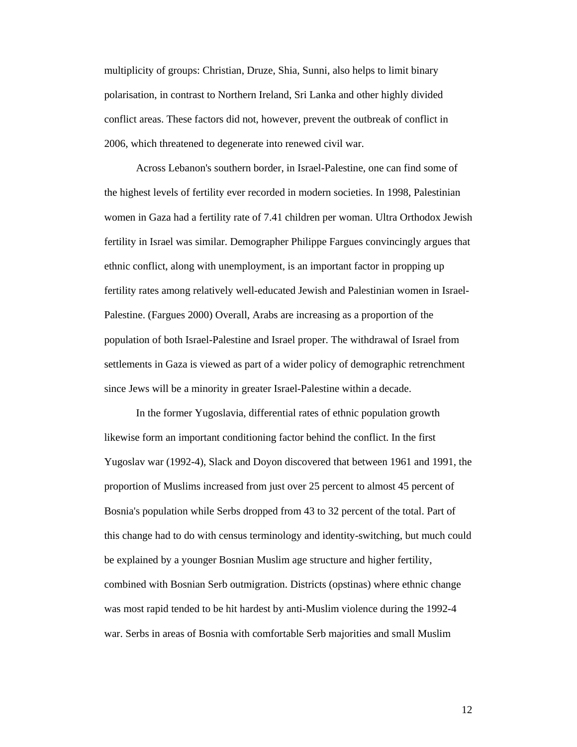multiplicity of groups: Christian, Druze, Shia, Sunni, also helps to limit binary polarisation, in contrast to Northern Ireland, Sri Lanka and other highly divided conflict areas. These factors did not, however, prevent the outbreak of conflict in 2006, which threatened to degenerate into renewed civil war.

Across Lebanon's southern border, in Israel-Palestine, one can find some of the highest levels of fertility ever recorded in modern societies. In 1998, Palestinian women in Gaza had a fertility rate of 7.41 children per woman. Ultra Orthodox Jewish fertility in Israel was similar. Demographer Philippe Fargues convincingly argues that ethnic conflict, along with unemployment, is an important factor in propping up fertility rates among relatively well-educated Jewish and Palestinian women in Israel-Palestine. (Fargues 2000) Overall, Arabs are increasing as a proportion of the population of both Israel-Palestine and Israel proper. The withdrawal of Israel from settlements in Gaza is viewed as part of a wider policy of demographic retrenchment since Jews will be a minority in greater Israel-Palestine within a decade.

In the former Yugoslavia, differential rates of ethnic population growth likewise form an important conditioning factor behind the conflict. In the first Yugoslav war (1992-4), Slack and Doyon discovered that between 1961 and 1991, the proportion of Muslims increased from just over 25 percent to almost 45 percent of Bosnia's population while Serbs dropped from 43 to 32 percent of the total. Part of this change had to do with census terminology and identity-switching, but much could be explained by a younger Bosnian Muslim age structure and higher fertility, combined with Bosnian Serb outmigration. Districts (opstinas) where ethnic change was most rapid tended to be hit hardest by anti-Muslim violence during the 1992-4 war. Serbs in areas of Bosnia with comfortable Serb majorities and small Muslim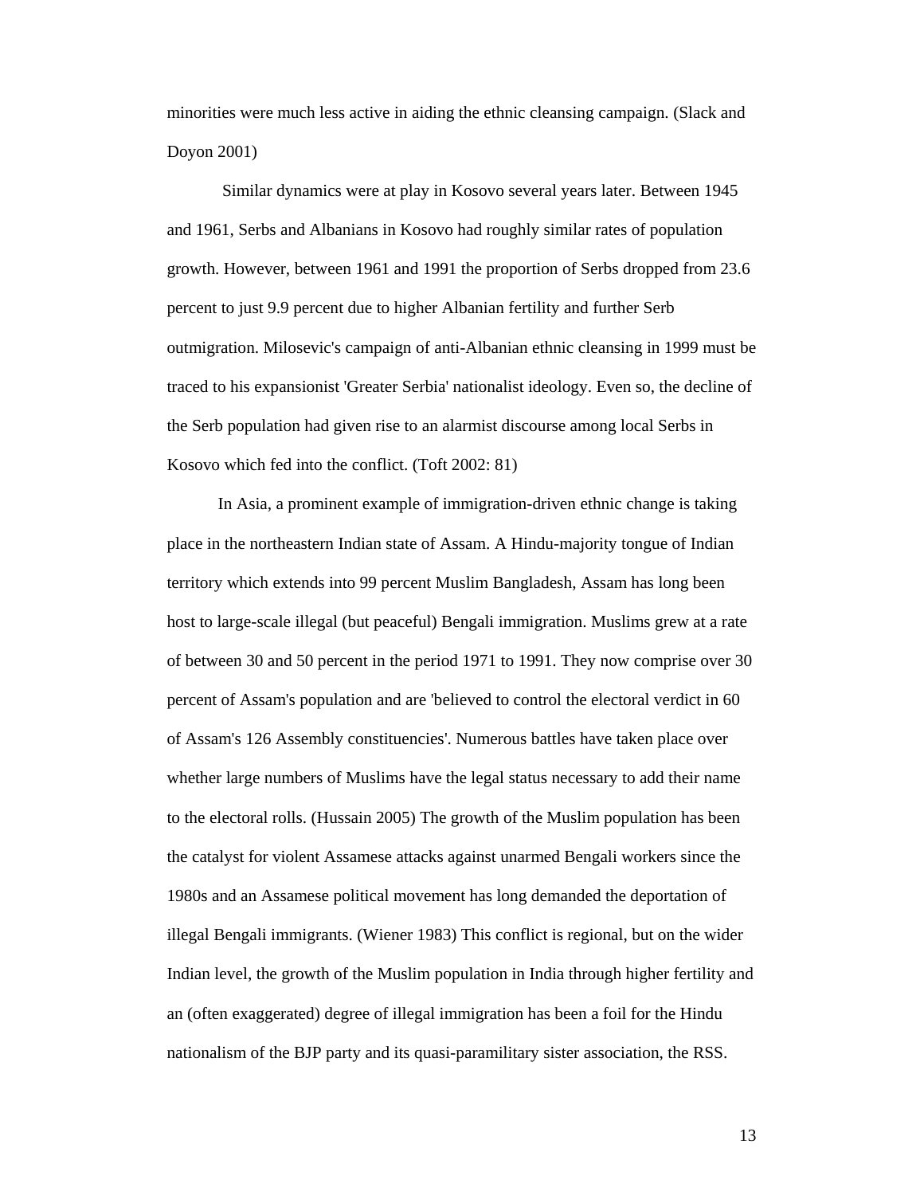minorities were much less active in aiding the ethnic cleansing campaign. (Slack and Doyon 2001)

Similar dynamics were at play in Kosovo several years later. Between 1945 and 1961, Serbs and Albanians in Kosovo had roughly similar rates of population growth. However, between 1961 and 1991 the proportion of Serbs dropped from 23.6 percent to just 9.9 percent due to higher Albanian fertility and further Serb outmigration. Milosevic's campaign of anti-Albanian ethnic cleansing in 1999 must be traced to his expansionist 'Greater Serbia' nationalist ideology. Even so, the decline of the Serb population had given rise to an alarmist discourse among local Serbs in Kosovo which fed into the conflict. (Toft 2002: 81)

In Asia, a prominent example of immigration-driven ethnic change is taking place in the northeastern Indian state of Assam. A Hindu-majority tongue of Indian territory which extends into 99 percent Muslim Bangladesh, Assam has long been host to large-scale illegal (but peaceful) Bengali immigration. Muslims grew at a rate of between 30 and 50 percent in the period 1971 to 1991. They now comprise over 30 percent of Assam's population and are 'believed to control the electoral verdict in 60 of Assam's 126 Assembly constituencies'. Numerous battles have taken place over whether large numbers of Muslims have the legal status necessary to add their name to the electoral rolls. (Hussain 2005) The growth of the Muslim population has been the catalyst for violent Assamese attacks against unarmed Bengali workers since the 1980s and an Assamese political movement has long demanded the deportation of illegal Bengali immigrants. (Wiener 1983) This conflict is regional, but on the wider Indian level, the growth of the Muslim population in India through higher fertility and an (often exaggerated) degree of illegal immigration has been a foil for the Hindu nationalism of the BJP party and its quasi-paramilitary sister association, the RSS.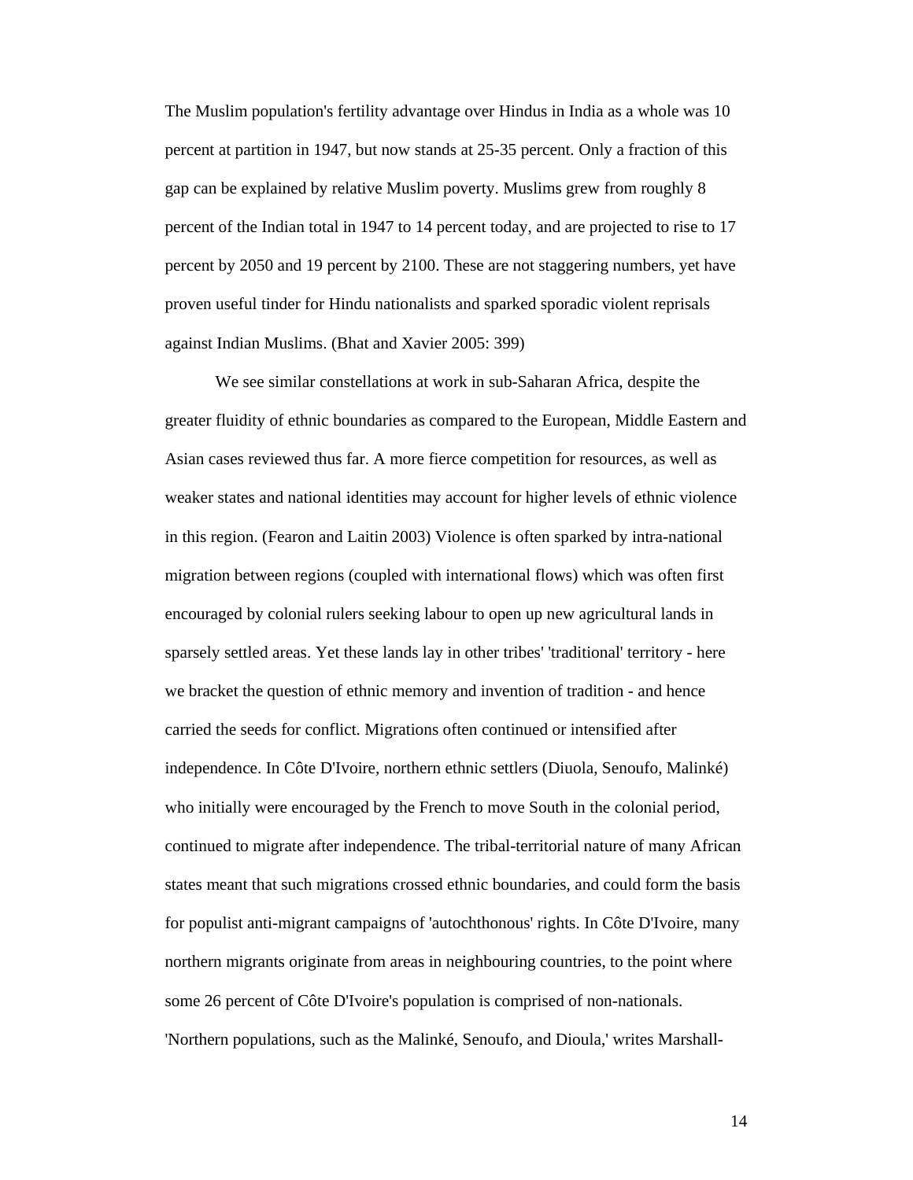The Muslim population's fertility advantage over Hindus in India as a whole was 10 percent at partition in 1947, but now stands at 25-35 percent. Only a fraction of this gap can be explained by relative Muslim poverty. Muslims grew from roughly 8 percent of the Indian total in 1947 to 14 percent today, and are projected to rise to 17 percent by 2050 and 19 percent by 2100. These are not staggering numbers, yet have proven useful tinder for Hindu nationalists and sparked sporadic violent reprisals against Indian Muslims. (Bhat and Xavier 2005: 399)

We see similar constellations at work in sub-Saharan Africa, despite the greater fluidity of ethnic boundaries as compared to the European, Middle Eastern and Asian cases reviewed thus far. A more fierce competition for resources, as well as weaker states and national identities may account for higher levels of ethnic violence in this region. (Fearon and Laitin 2003) Violence is often sparked by intra-national migration between regions (coupled with international flows) which was often first encouraged by colonial rulers seeking labour to open up new agricultural lands in sparsely settled areas. Yet these lands lay in other tribes' 'traditional' territory - here we bracket the question of ethnic memory and invention of tradition - and hence carried the seeds for conflict. Migrations often continued or intensified after independence. In Côte D'Ivoire, northern ethnic settlers (Diuola, Senoufo, Malinké) who initially were encouraged by the French to move South in the colonial period, continued to migrate after independence. The tribal-territorial nature of many African states meant that such migrations crossed ethnic boundaries, and could form the basis for populist anti-migrant campaigns of 'autochthonous' rights. In Côte D'Ivoire, many northern migrants originate from areas in neighbouring countries, to the point where some 26 percent of Côte D'Ivoire's population is comprised of non-nationals. 'Northern populations, such as the Malinké, Senoufo, and Dioula,' writes Marshall-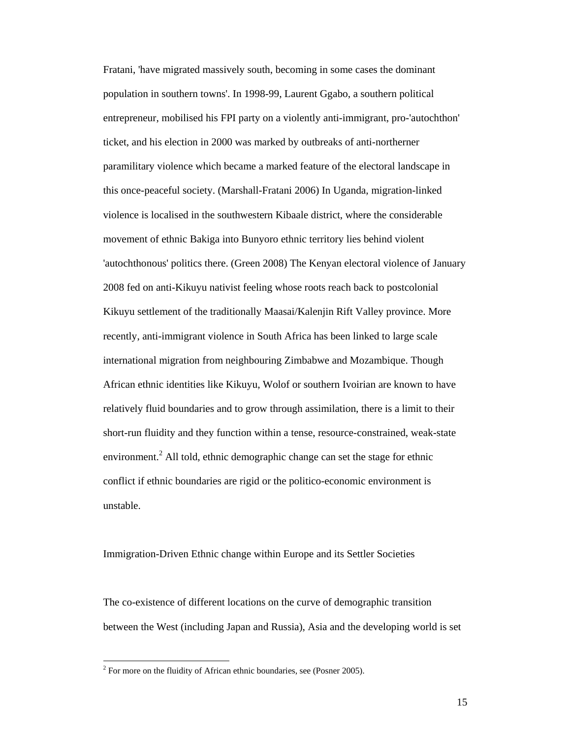Fratani, 'have migrated massively south, becoming in some cases the dominant population in southern towns'. In 1998-99, Laurent Ggabo, a southern political entrepreneur, mobilised his FPI party on a violently anti-immigrant, pro-'autochthon' ticket, and his election in 2000 was marked by outbreaks of anti-northerner paramilitary violence which became a marked feature of the electoral landscape in this once-peaceful society. (Marshall-Fratani 2006) In Uganda, migration-linked violence is localised in the southwestern Kibaale district, where the considerable movement of ethnic Bakiga into Bunyoro ethnic territory lies behind violent 'autochthonous' politics there. (Green 2008) The Kenyan electoral violence of January 2008 fed on anti-Kikuyu nativist feeling whose roots reach back to postcolonial Kikuyu settlement of the traditionally Maasai/Kalenjin Rift Valley province. More recently, anti-immigrant violence in South Africa has been linked to large scale international migration from neighbouring Zimbabwe and Mozambique. Though African ethnic identities like Kikuyu, Wolof or southern Ivoirian are known to have relatively fluid boundaries and to grow through assimilation, there is a limit to their short-run fluidity and they function within a tense, resource-constrained, weak-state environment.[2] All told, ethnic demographic change can set the stage for ethnic conflict if ethnic boundaries are rigid or the politico-economic environment is unstable.

## Immigration-Driven Ethnic change within Europe and its Settler Societies

The co-existence of different locations on the curve of demographic transition between the West (including Japan and Russia), Asia and the developing world is set

---

[2] For more on the fluidity of African ethnic boundaries, see (Posner 2005).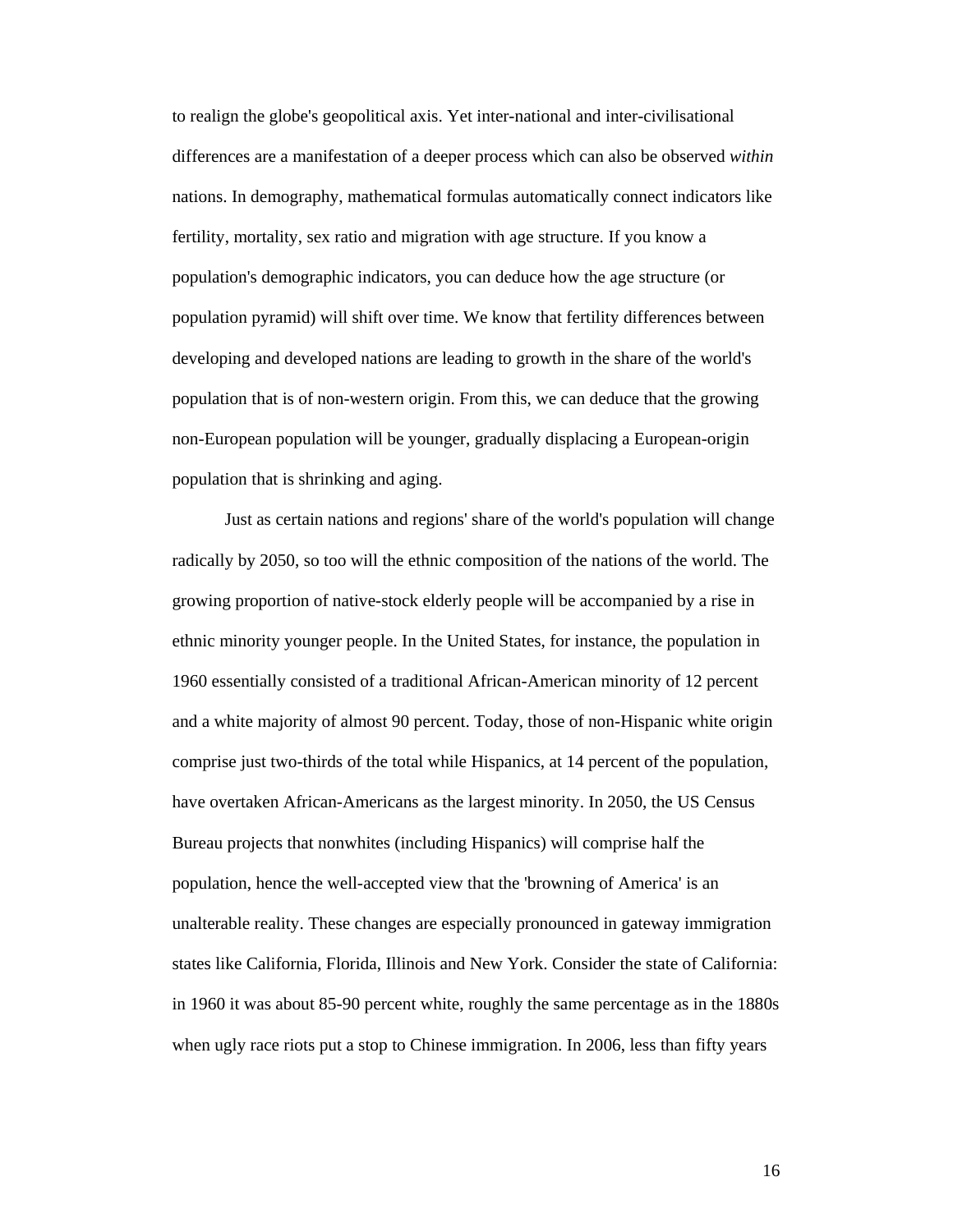to realign the globe's geopolitical axis. Yet inter-national and inter-civilisational differences are a manifestation of a deeper process which can also be observed *within* nations. In demography, mathematical formulas automatically connect indicators like fertility, mortality, sex ratio and migration with age structure. If you know a population's demographic indicators, you can deduce how the age structure (or population pyramid) will shift over time. We know that fertility differences between developing and developed nations are leading to growth in the share of the world's population that is of non-western origin. From this, we can deduce that the growing non-European population will be younger, gradually displacing a European-origin population that is shrinking and aging.

Just as certain nations and regions' share of the world's population will change radically by 2050, so too will the ethnic composition of the nations of the world. The growing proportion of native-stock elderly people will be accompanied by a rise in ethnic minority younger people. In the United States, for instance, the population in 1960 essentially consisted of a traditional African-American minority of 12 percent and a white majority of almost 90 percent. Today, those of non-Hispanic white origin comprise just two-thirds of the total while Hispanics, at 14 percent of the population, have overtaken African-Americans as the largest minority. In 2050, the US Census Bureau projects that nonwhites (including Hispanics) will comprise half the population, hence the well-accepted view that the 'browning of America' is an unalterable reality. These changes are especially pronounced in gateway immigration states like California, Florida, Illinois and New York. Consider the state of California: in 1960 it was about 85-90 percent white, roughly the same percentage as in the 1880s when ugly race riots put a stop to Chinese immigration. In 2006, less than fifty years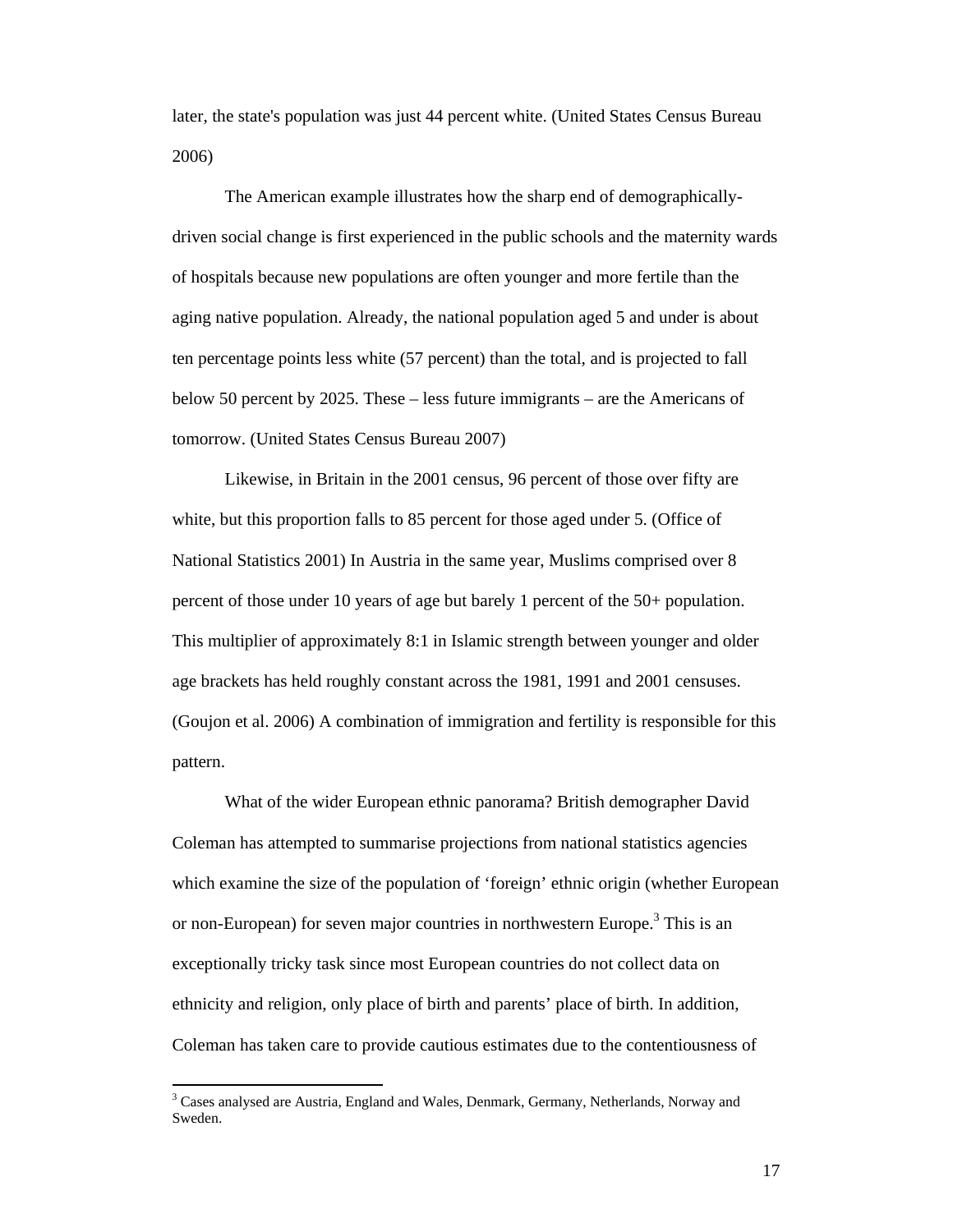later, the state's population was just 44 percent white. (United States Census Bureau 2006)

The American example illustrates how the sharp end of demographically-driven social change is first experienced in the public schools and the maternity wards of hospitals because new populations are often younger and more fertile than the aging native population. Already, the national population aged 5 and under is about ten percentage points less white (57 percent) than the total, and is projected to fall below 50 percent by 2025. These – less future immigrants – are the Americans of tomorrow. (United States Census Bureau 2007)

Likewise, in Britain in the 2001 census, 96 percent of those over fifty are white, but this proportion falls to 85 percent for those aged under 5. (Office of National Statistics 2001) In Austria in the same year, Muslims comprised over 8 percent of those under 10 years of age but barely 1 percent of the 50+ population. This multiplier of approximately 8:1 in Islamic strength between younger and older age brackets has held roughly constant across the 1981, 1991 and 2001 censuses. (Goujon et al. 2006) A combination of immigration and fertility is responsible for this pattern.

What of the wider European ethnic panorama? British demographer David Coleman has attempted to summarise projections from national statistics agencies which examine the size of the population of 'foreign' ethnic origin (whether European or non-European) for seven major countries in northwestern Europe.[3] This is an exceptionally tricky task since most European countries do not collect data on ethnicity and religion, only place of birth and parents' place of birth. In addition, Coleman has taken care to provide cautious estimates due to the contentiousness of

[3] Cases analysed are Austria, England and Wales, Denmark, Germany, Netherlands, Norway and Sweden.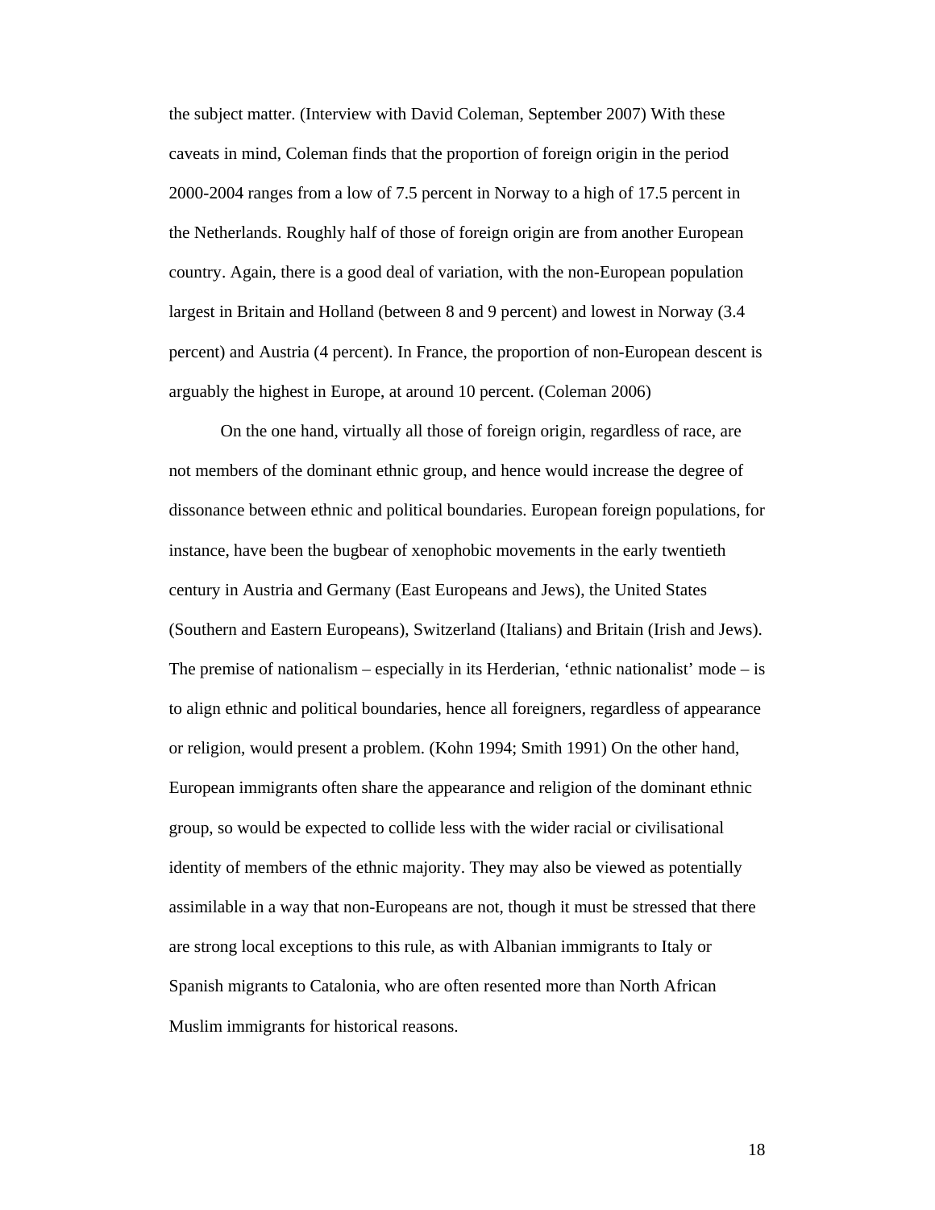the subject matter. (Interview with David Coleman, September 2007) With these caveats in mind, Coleman finds that the proportion of foreign origin in the period 2000-2004 ranges from a low of 7.5 percent in Norway to a high of 17.5 percent in the Netherlands. Roughly half of those of foreign origin are from another European country. Again, there is a good deal of variation, with the non-European population largest in Britain and Holland (between 8 and 9 percent) and lowest in Norway (3.4 percent) and Austria (4 percent). In France, the proportion of non-European descent is arguably the highest in Europe, at around 10 percent. (Coleman 2006)

On the one hand, virtually all those of foreign origin, regardless of race, are not members of the dominant ethnic group, and hence would increase the degree of dissonance between ethnic and political boundaries. European foreign populations, for instance, have been the bugbear of xenophobic movements in the early twentieth century in Austria and Germany (East Europeans and Jews), the United States (Southern and Eastern Europeans), Switzerland (Italians) and Britain (Irish and Jews). The premise of nationalism – especially in its Herderian, 'ethnic nationalist' mode – is to align ethnic and political boundaries, hence all foreigners, regardless of appearance or religion, would present a problem. (Kohn 1994; Smith 1991) On the other hand, European immigrants often share the appearance and religion of the dominant ethnic group, so would be expected to collide less with the wider racial or civilisational identity of members of the ethnic majority. They may also be viewed as potentially assimilable in a way that non-Europeans are not, though it must be stressed that there are strong local exceptions to this rule, as with Albanian immigrants to Italy or Spanish migrants to Catalonia, who are often resented more than North African Muslim immigrants for historical reasons.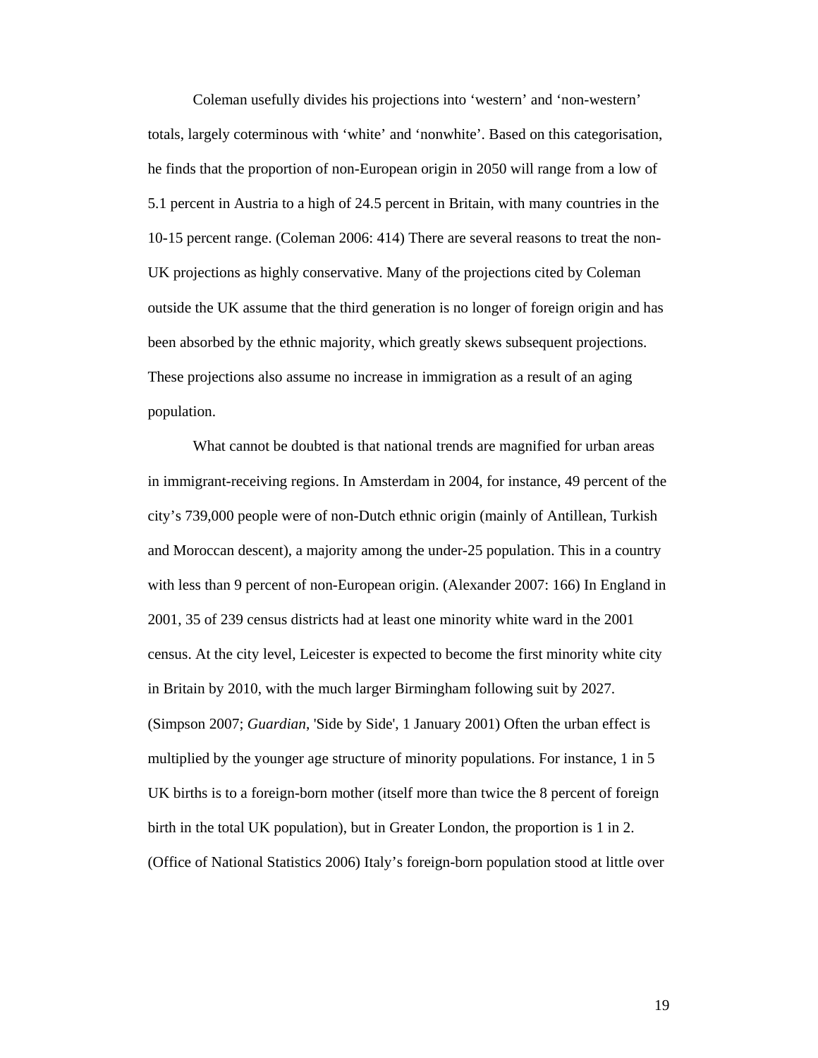Coleman usefully divides his projections into ‘western’ and ‘non-western’ totals, largely coterminous with ‘white’ and ‘nonwhite’. Based on this categorisation, he finds that the proportion of non-European origin in 2050 will range from a low of 5.1 percent in Austria to a high of 24.5 percent in Britain, with many countries in the 10-15 percent range. (Coleman 2006: 414) There are several reasons to treat the non-UK projections as highly conservative. Many of the projections cited by Coleman outside the UK assume that the third generation is no longer of foreign origin and has been absorbed by the ethnic majority, which greatly skews subsequent projections. These projections also assume no increase in immigration as a result of an aging population.

What cannot be doubted is that national trends are magnified for urban areas in immigrant-receiving regions. In Amsterdam in 2004, for instance, 49 percent of the city’s 739,000 people were of non-Dutch ethnic origin (mainly of Antillean, Turkish and Moroccan descent), a majority among the under-25 population. This in a country with less than 9 percent of non-European origin. (Alexander 2007: 166) In England in 2001, 35 of 239 census districts had at least one minority white ward in the 2001 census. At the city level, Leicester is expected to become the first minority white city in Britain by 2010, with the much larger Birmingham following suit by 2027. (Simpson 2007; *Guardian*, 'Side by Side', 1 January 2001) Often the urban effect is multiplied by the younger age structure of minority populations. For instance, 1 in 5 UK births is to a foreign-born mother (itself more than twice the 8 percent of foreign birth in the total UK population), but in Greater London, the proportion is 1 in 2. (Office of National Statistics 2006) Italy’s foreign-born population stood at little over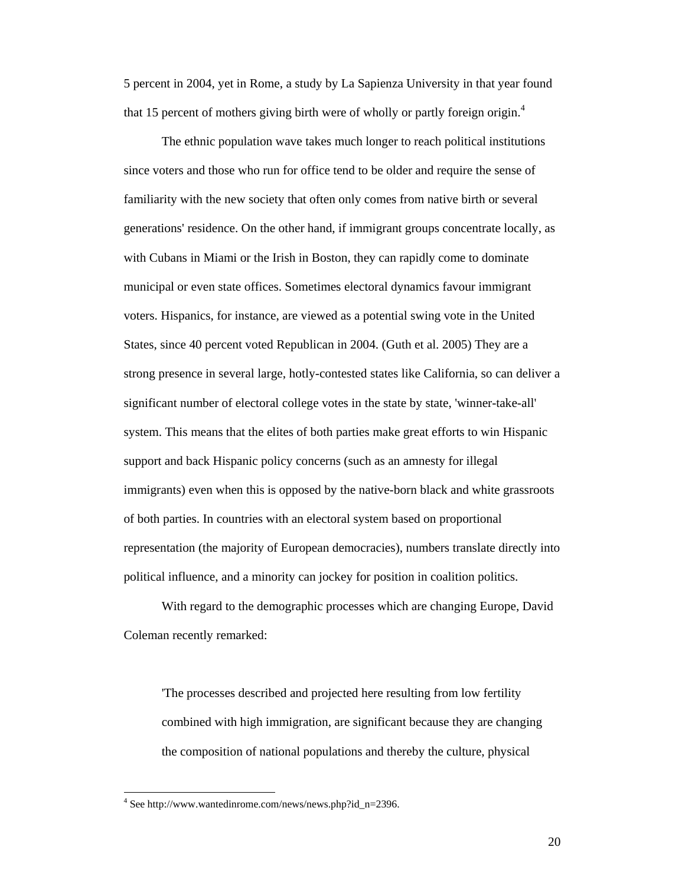5 percent in 2004, yet in Rome, a study by La Sapienza University in that year found that 15 percent of mothers giving birth were of wholly or partly foreign origin.[4]

The ethnic population wave takes much longer to reach political institutions since voters and those who run for office tend to be older and require the sense of familiarity with the new society that often only comes from native birth or several generations' residence. On the other hand, if immigrant groups concentrate locally, as with Cubans in Miami or the Irish in Boston, they can rapidly come to dominate municipal or even state offices. Sometimes electoral dynamics favour immigrant voters. Hispanics, for instance, are viewed as a potential swing vote in the United States, since 40 percent voted Republican in 2004. (Guth et al. 2005) They are a strong presence in several large, hotly-contested states like California, so can deliver a significant number of electoral college votes in the state by state, 'winner-take-all' system. This means that the elites of both parties make great efforts to win Hispanic support and back Hispanic policy concerns (such as an amnesty for illegal immigrants) even when this is opposed by the native-born black and white grassroots of both parties. In countries with an electoral system based on proportional representation (the majority of European democracies), numbers translate directly into political influence, and a minority can jockey for position in coalition politics.

With regard to the demographic processes which are changing Europe, David Coleman recently remarked:

> 'The processes described and projected here resulting from low fertility combined with high immigration, are significant because they are changing the composition of national populations and thereby the culture, physical

[4] See http://www.wantedinrome.com/news/news.php?id_n=2396.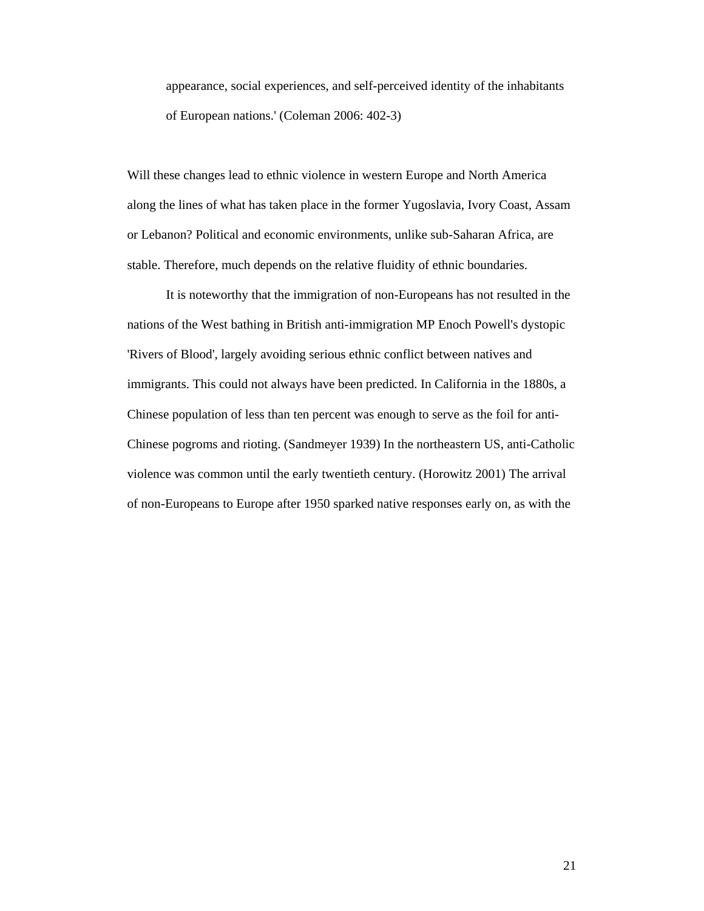> appearance, social experiences, and self-perceived identity of the inhabitants of European nations.' (Coleman 2006: 402-3)

Will these changes lead to ethnic violence in western Europe and North America along the lines of what has taken place in the former Yugoslavia, Ivory Coast, Assam or Lebanon? Political and economic environments, unlike sub-Saharan Africa, are stable. Therefore, much depends on the relative fluidity of ethnic boundaries.

It is noteworthy that the immigration of non-Europeans has not resulted in the nations of the West bathing in British anti-immigration MP Enoch Powell's dystopic 'Rivers of Blood', largely avoiding serious ethnic conflict between natives and immigrants. This could not always have been predicted. In California in the 1880s, a Chinese population of less than ten percent was enough to serve as the foil for anti-Chinese pogroms and rioting. (Sandmeyer 1939) In the northeastern US, anti-Catholic violence was common until the early twentieth century. (Horowitz 2001) The arrival of non-Europeans to Europe after 1950 sparked native responses early on, as with the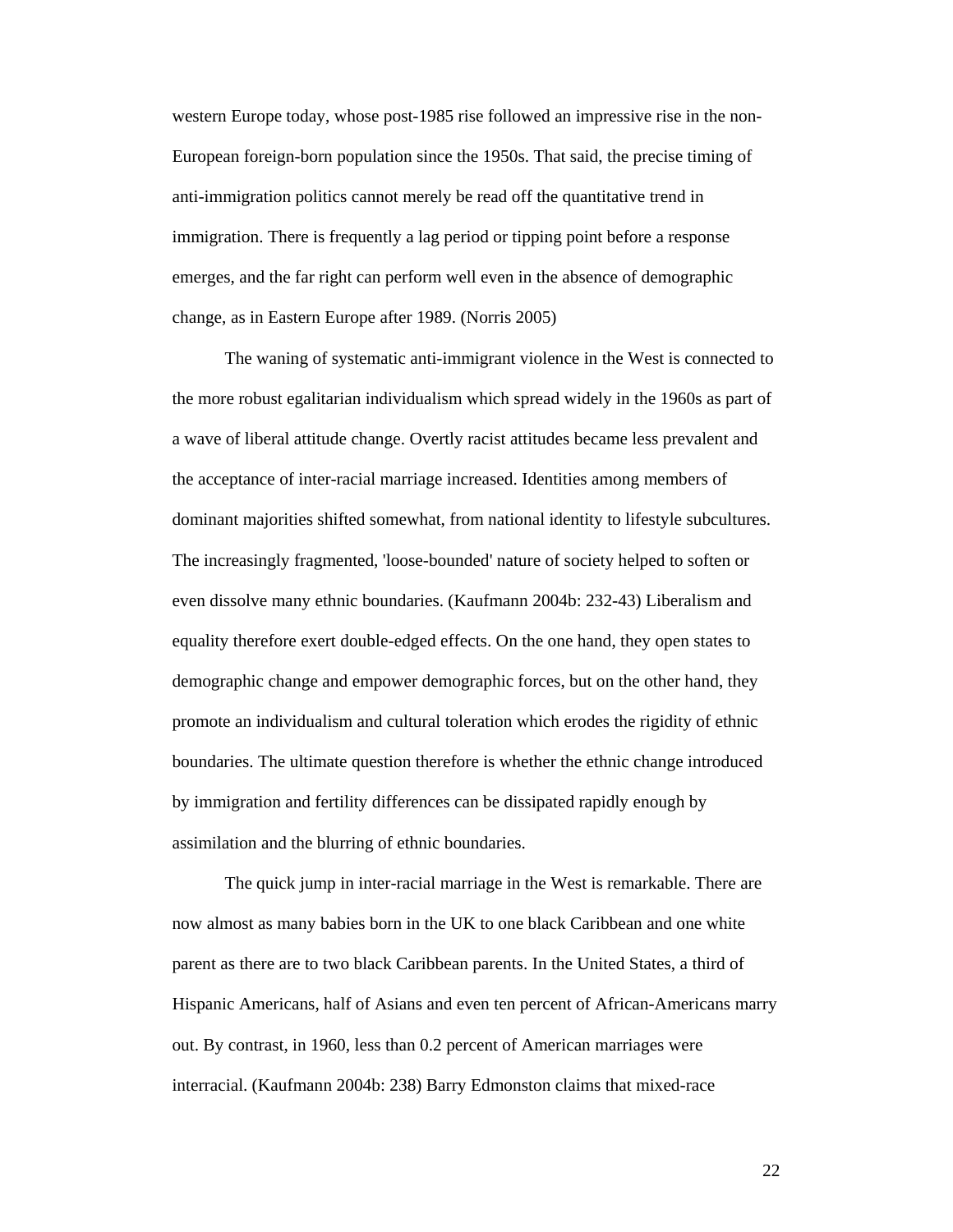western Europe today, whose post-1985 rise followed an impressive rise in the non-European foreign-born population since the 1950s. That said, the precise timing of anti-immigration politics cannot merely be read off the quantitative trend in immigration. There is frequently a lag period or tipping point before a response emerges, and the far right can perform well even in the absence of demographic change, as in Eastern Europe after 1989. (Norris 2005)

The waning of systematic anti-immigrant violence in the West is connected to the more robust egalitarian individualism which spread widely in the 1960s as part of a wave of liberal attitude change. Overtly racist attitudes became less prevalent and the acceptance of inter-racial marriage increased. Identities among members of dominant majorities shifted somewhat, from national identity to lifestyle subcultures. The increasingly fragmented, 'loose-bounded' nature of society helped to soften or even dissolve many ethnic boundaries. (Kaufmann 2004b: 232-43) Liberalism and equality therefore exert double-edged effects. On the one hand, they open states to demographic change and empower demographic forces, but on the other hand, they promote an individualism and cultural toleration which erodes the rigidity of ethnic boundaries. The ultimate question therefore is whether the ethnic change introduced by immigration and fertility differences can be dissipated rapidly enough by assimilation and the blurring of ethnic boundaries.

The quick jump in inter-racial marriage in the West is remarkable. There are now almost as many babies born in the UK to one black Caribbean and one white parent as there are to two black Caribbean parents. In the United States, a third of Hispanic Americans, half of Asians and even ten percent of African-Americans marry out. By contrast, in 1960, less than 0.2 percent of American marriages were interracial. (Kaufmann 2004b: 238) Barry Edmonston claims that mixed-race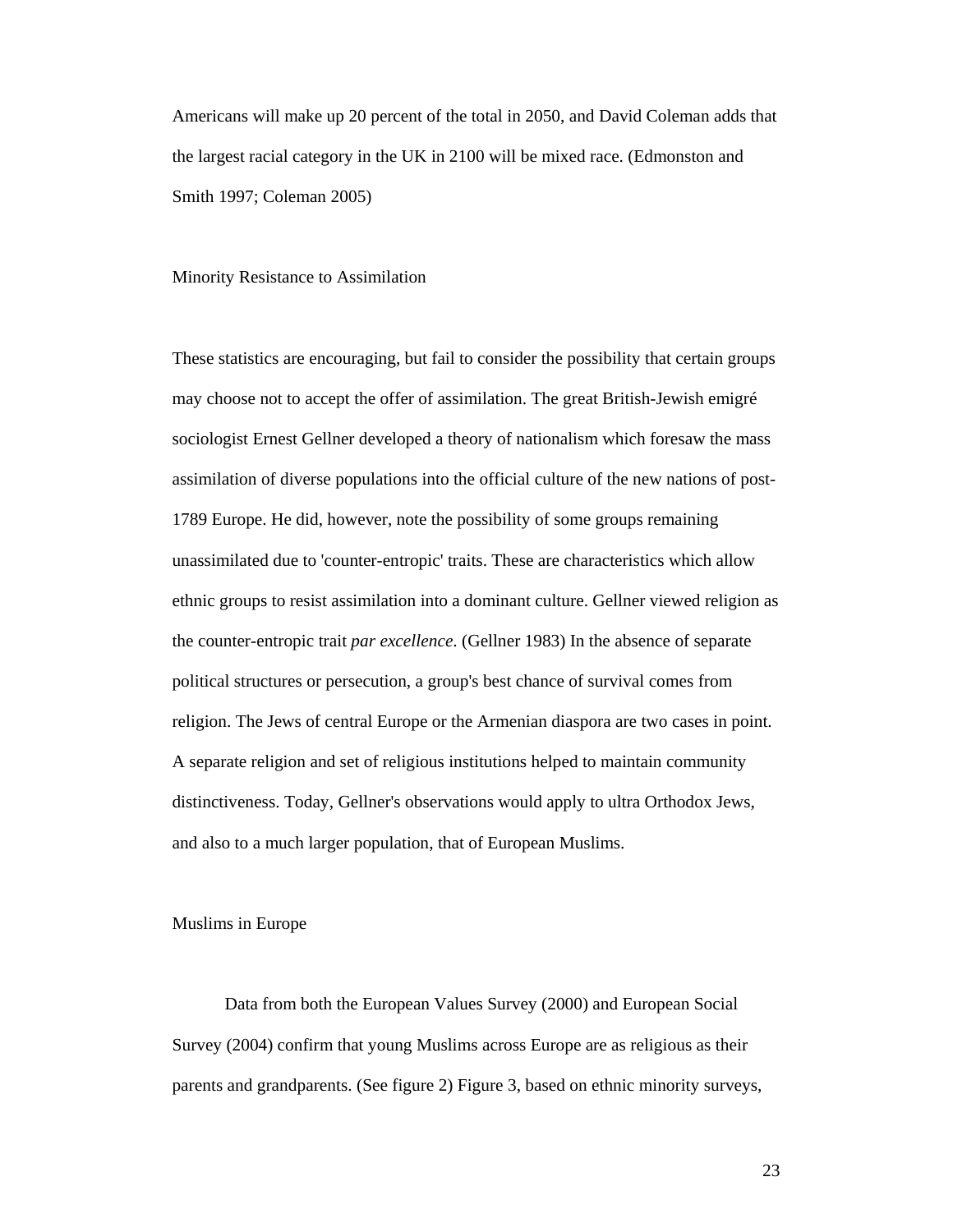Americans will make up 20 percent of the total in 2050, and David Coleman adds that the largest racial category in the UK in 2100 will be mixed race. (Edmonston and Smith 1997; Coleman 2005)

## Minority Resistance to Assimilation

These statistics are encouraging, but fail to consider the possibility that certain groups may choose not to accept the offer of assimilation. The great British-Jewish emigré sociologist Ernest Gellner developed a theory of nationalism which foresaw the mass assimilation of diverse populations into the official culture of the new nations of post-1789 Europe. He did, however, note the possibility of some groups remaining unassimilated due to 'counter-entropic' traits. These are characteristics which allow ethnic groups to resist assimilation into a dominant culture. Gellner viewed religion as the counter-entropic trait *par excellence*. (Gellner 1983) In the absence of separate political structures or persecution, a group's best chance of survival comes from religion. The Jews of central Europe or the Armenian diaspora are two cases in point. A separate religion and set of religious institutions helped to maintain community distinctiveness. Today, Gellner's observations would apply to ultra Orthodox Jews, and also to a much larger population, that of European Muslims.

## Muslims in Europe

Data from both the European Values Survey (2000) and European Social Survey (2004) confirm that young Muslims across Europe are as religious as their parents and grandparents. (See figure 2) Figure 3, based on ethnic minority surveys,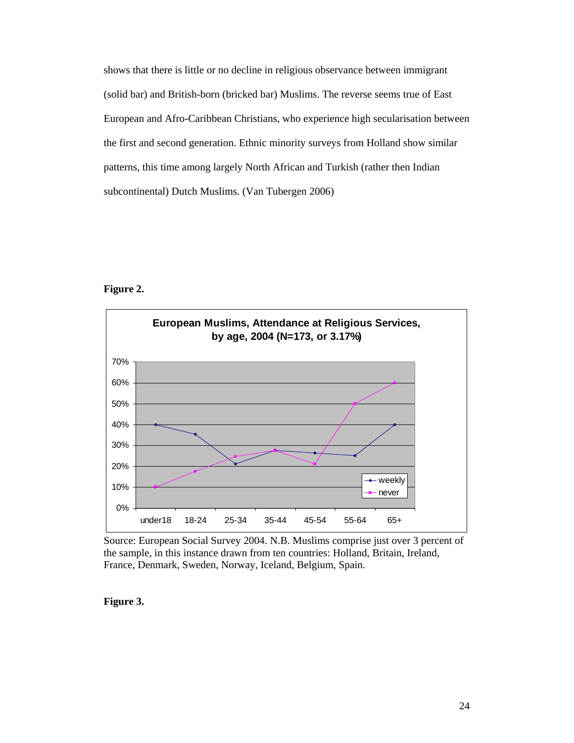shows that there is little or no decline in religious observance between immigrant (solid bar) and British-born (bricked bar) Muslims. The reverse seems true of East European and Afro-Caribbean Christians, who experience high secularisation between the first and second generation. Ethnic minority surveys from Holland show similar patterns, this time among largely North African and Turkish (rather then Indian subcontinental) Dutch Muslims. (Van Tubergen 2006)

**Figure 2.**

**European Muslims, Attendance at Religious Services, by age, 2004 (N=173, or 3.17%)**

Source: European Social Survey 2004. N.B. Muslims comprise just over 3 percent of the sample, in this instance drawn from ten countries: Holland, Britain, Ireland, France, Denmark, Sweden, Norway, Iceland, Belgium, Spain.

**Figure 3.**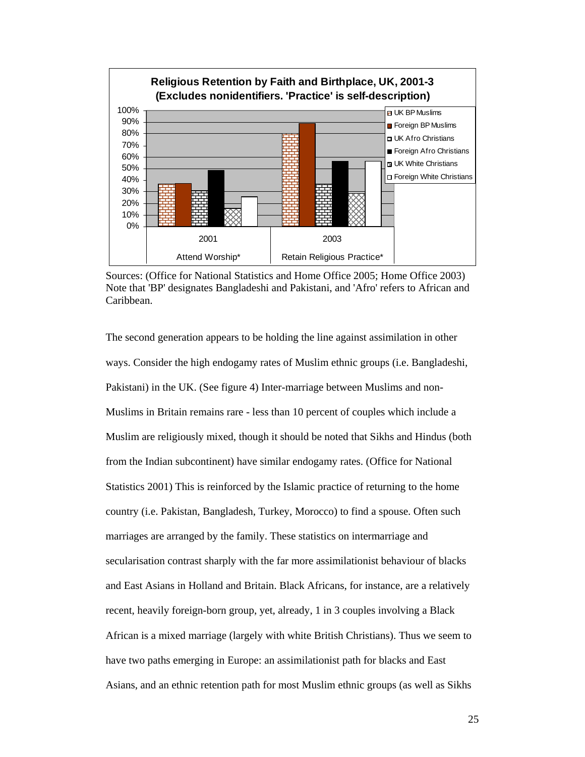**Religious Retention by Faith and Birthplace, UK, 2001-3 (Excludes nonidentifiers. 'Practice' is self-description)**

| | UK BP Muslims | Foreign BP Muslims | UK Afro Christians | Foreign Afro Christians | UK White Christians | Foreign White Christians |
|---|---|---|---|---|---|---|
| 2001 Attend Worship* | 37% | 37% | 31% | 48% | 16% | 26% |
| 2003 Retain Religious Practice* | 80% | 89% | 37% | 56% | 29% | 56% |

Sources: (Office for National Statistics and Home Office 2005; Home Office 2003) Note that 'BP' designates Bangladeshi and Pakistani, and 'Afro' refers to African and Caribbean.

The second generation appears to be holding the line against assimilation in other ways. Consider the high endogamy rates of Muslim ethnic groups (i.e. Bangladeshi, Pakistani) in the UK. (See figure 4) Inter-marriage between Muslims and non-Muslims in Britain remains rare - less than 10 percent of couples which include a Muslim are religiously mixed, though it should be noted that Sikhs and Hindus (both from the Indian subcontinent) have similar endogamy rates. (Office for National Statistics 2001) This is reinforced by the Islamic practice of returning to the home country (i.e. Pakistan, Bangladesh, Turkey, Morocco) to find a spouse. Often such marriages are arranged by the family. These statistics on intermarriage and secularisation contrast sharply with the far more assimilationist behaviour of blacks and East Asians in Holland and Britain. Black Africans, for instance, are a relatively recent, heavily foreign-born group, yet, already, 1 in 3 couples involving a Black African is a mixed marriage (largely with white British Christians). Thus we seem to have two paths emerging in Europe: an assimilationist path for blacks and East Asians, and an ethnic retention path for most Muslim ethnic groups (as well as Sikhs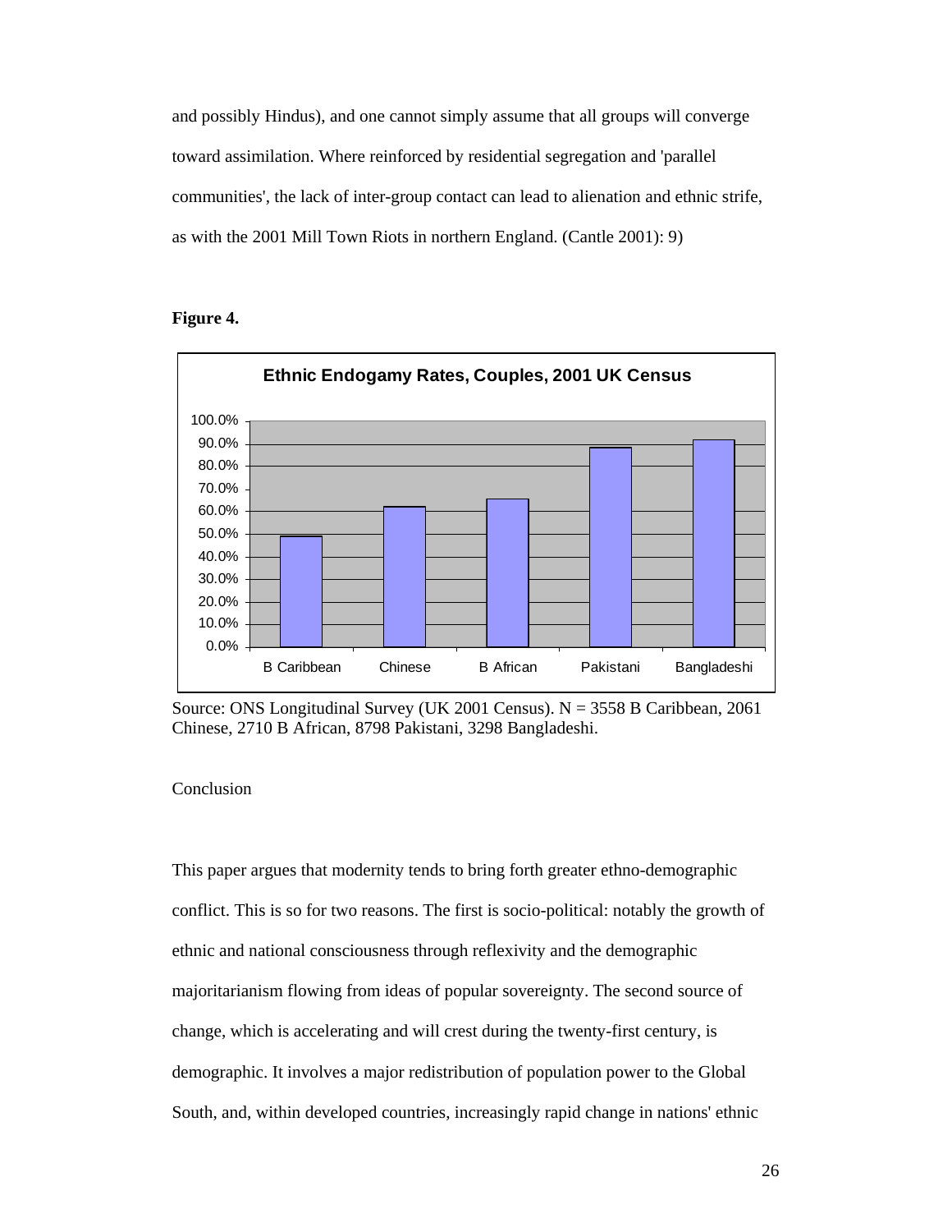and possibly Hindus), and one cannot simply assume that all groups will converge toward assimilation. Where reinforced by residential segregation and 'parallel communities', the lack of inter-group contact can lead to alienation and ethnic strife, as with the 2001 Mill Town Riots in northern England. (Cantle 2001): 9)

**Figure 4.**

Ethnic Endogamy Rates, Couples, 2001 UK Census

Source: ONS Longitudinal Survey (UK 2001 Census). N = 3558 B Caribbean, 2061 Chinese, 2710 B African, 8798 Pakistani, 3298 Bangladeshi.

Conclusion

This paper argues that modernity tends to bring forth greater ethno-demographic conflict. This is so for two reasons. The first is socio-political: notably the growth of ethnic and national consciousness through reflexivity and the demographic majoritarianism flowing from ideas of popular sovereignty. The second source of change, which is accelerating and will crest during the twenty-first century, is demographic. It involves a major redistribution of population power to the Global South, and, within developed countries, increasingly rapid change in nations' ethnic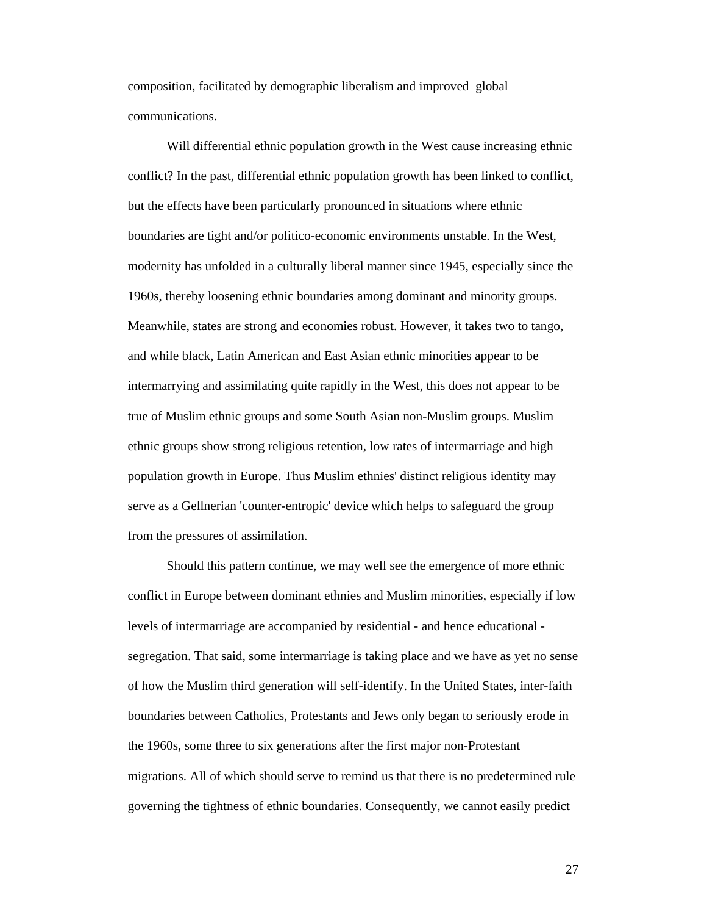composition, facilitated by demographic liberalism and improved global communications.

Will differential ethnic population growth in the West cause increasing ethnic conflict? In the past, differential ethnic population growth has been linked to conflict, but the effects have been particularly pronounced in situations where ethnic boundaries are tight and/or politico-economic environments unstable. In the West, modernity has unfolded in a culturally liberal manner since 1945, especially since the 1960s, thereby loosening ethnic boundaries among dominant and minority groups. Meanwhile, states are strong and economies robust. However, it takes two to tango, and while black, Latin American and East Asian ethnic minorities appear to be intermarrying and assimilating quite rapidly in the West, this does not appear to be true of Muslim ethnic groups and some South Asian non-Muslim groups. Muslim ethnic groups show strong religious retention, low rates of intermarriage and high population growth in Europe. Thus Muslim ethnies' distinct religious identity may serve as a Gellnerian 'counter-entropic' device which helps to safeguard the group from the pressures of assimilation.

Should this pattern continue, we may well see the emergence of more ethnic conflict in Europe between dominant ethnies and Muslim minorities, especially if low levels of intermarriage are accompanied by residential - and hence educational - segregation. That said, some intermarriage is taking place and we have as yet no sense of how the Muslim third generation will self-identify. In the United States, inter-faith boundaries between Catholics, Protestants and Jews only began to seriously erode in the 1960s, some three to six generations after the first major non-Protestant migrations. All of which should serve to remind us that there is no predetermined rule governing the tightness of ethnic boundaries. Consequently, we cannot easily predict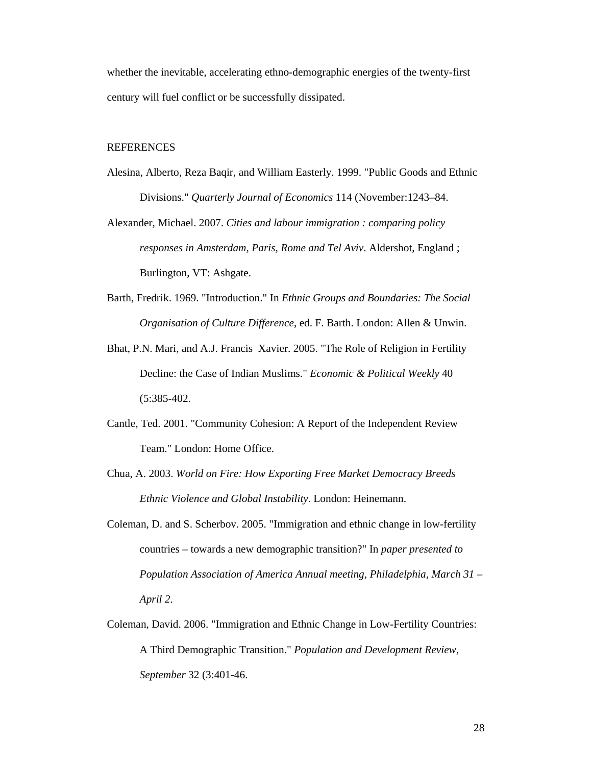whether the inevitable, accelerating ethno-demographic energies of the twenty-first century will fuel conflict or be successfully dissipated.

## REFERENCES

Alesina, Alberto, Reza Baqir, and William Easterly. 1999. "Public Goods and Ethnic Divisions." *Quarterly Journal of Economics* 114 (November:1243–84.

Alexander, Michael. 2007. *Cities and labour immigration : comparing policy responses in Amsterdam, Paris, Rome and Tel Aviv*. Aldershot, England ; Burlington, VT: Ashgate.

Barth, Fredrik. 1969. "Introduction." In *Ethnic Groups and Boundaries: The Social Organisation of Culture Difference*, ed. F. Barth. London: Allen & Unwin.

Bhat, P.N. Mari, and A.J. Francis Xavier. 2005. "The Role of Religion in Fertility Decline: the Case of Indian Muslims." *Economic & Political Weekly* 40 (5:385-402.

Cantle, Ted. 2001. "Community Cohesion: A Report of the Independent Review Team." London: Home Office.

Chua, A. 2003. *World on Fire: How Exporting Free Market Democracy Breeds Ethnic Violence and Global Instability*. London: Heinemann.

Coleman, D. and S. Scherbov. 2005. "Immigration and ethnic change in low-fertility countries – towards a new demographic transition?" In *paper presented to Population Association of America Annual meeting, Philadelphia, March 31 – April 2*.

Coleman, David. 2006. "Immigration and Ethnic Change in Low-Fertility Countries: A Third Demographic Transition." *Population and Development Review, September* 32 (3:401-46.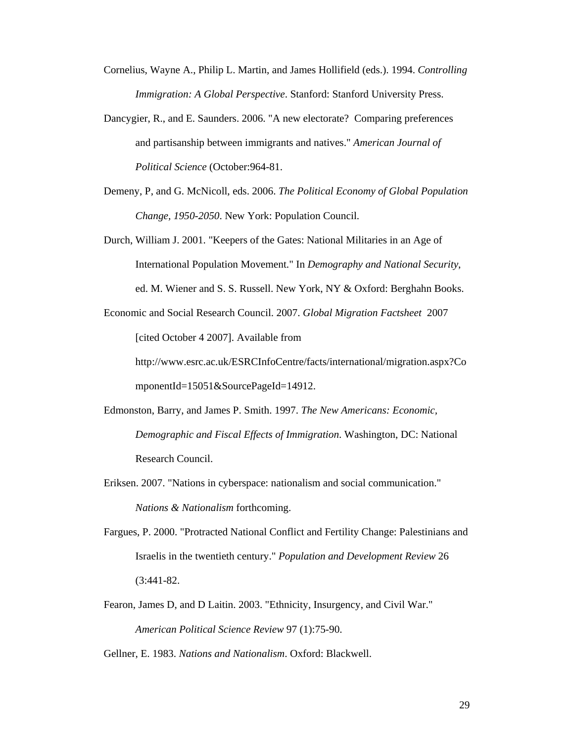Cornelius, Wayne A., Philip L. Martin, and James Hollifield (eds.). 1994. *Controlling Immigration: A Global Perspective*. Stanford: Stanford University Press.

Dancygier, R., and E. Saunders. 2006. "A new electorate? Comparing preferences and partisanship between immigrants and natives." *American Journal of Political Science* (October:964-81.

Demeny, P, and G. McNicoll, eds. 2006. *The Political Economy of Global Population Change, 1950-2050*. New York: Population Council.

Durch, William J. 2001. "Keepers of the Gates: National Militaries in an Age of International Population Movement." In *Demography and National Security*, ed. M. Wiener and S. S. Russell. New York, NY & Oxford: Berghahn Books.

Economic and Social Research Council. 2007. *Global Migration Factsheet* 2007 [cited October 4 2007]. Available from http://www.esrc.ac.uk/ESRCInfoCentre/facts/international/migration.aspx?ComponentId=15051&SourcePageId=14912.

Edmonston, Barry, and James P. Smith. 1997. *The New Americans: Economic, Demographic and Fiscal Effects of Immigration*. Washington, DC: National Research Council.

Eriksen. 2007. "Nations in cyberspace: nationalism and social communication." *Nations & Nationalism* forthcoming.

Fargues, P. 2000. "Protracted National Conflict and Fertility Change: Palestinians and Israelis in the twentieth century." *Population and Development Review* 26 (3:441-82.

Fearon, James D, and D Laitin. 2003. "Ethnicity, Insurgency, and Civil War." *American Political Science Review* 97 (1):75-90.

Gellner, E. 1983. *Nations and Nationalism*. Oxford: Blackwell.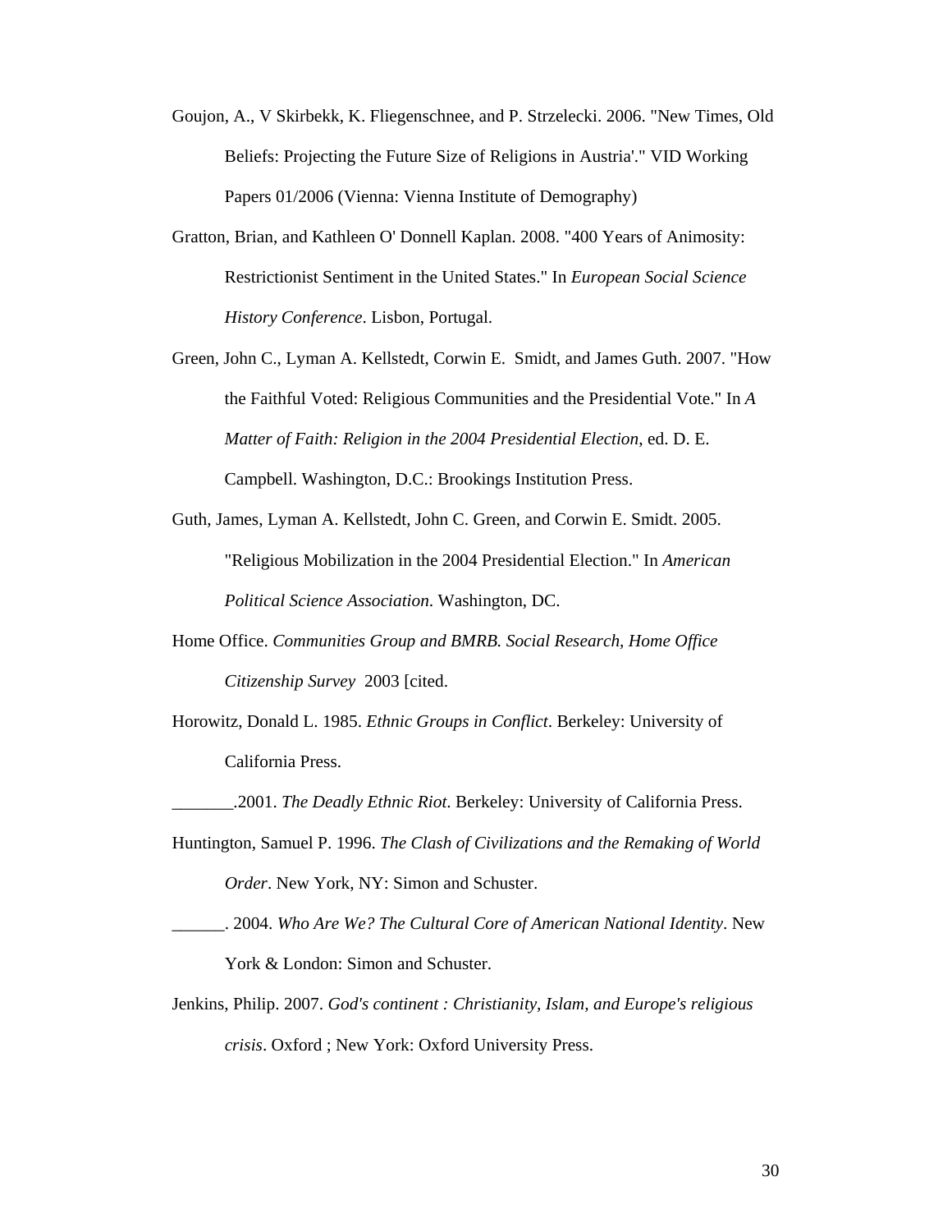Goujon, A., V Skirbekk, K. Fliegenschnee, and P. Strzelecki. 2006. "New Times, Old Beliefs: Projecting the Future Size of Religions in Austria'." VID Working Papers 01/2006 (Vienna: Vienna Institute of Demography)

Gratton, Brian, and Kathleen O' Donnell Kaplan. 2008. "400 Years of Animosity: Restrictionist Sentiment in the United States." In *European Social Science History Conference*. Lisbon, Portugal.

Green, John C., Lyman A. Kellstedt, Corwin E. Smidt, and James Guth. 2007. "How the Faithful Voted: Religious Communities and the Presidential Vote." In *A Matter of Faith: Religion in the 2004 Presidential Election*, ed. D. E. Campbell. Washington, D.C.: Brookings Institution Press.

Guth, James, Lyman A. Kellstedt, John C. Green, and Corwin E. Smidt. 2005. "Religious Mobilization in the 2004 Presidential Election." In *American Political Science Association*. Washington, DC.

Home Office. *Communities Group and BMRB. Social Research, Home Office Citizenship Survey* 2003 [cited.

Horowitz, Donald L. 1985. *Ethnic Groups in Conflict*. Berkeley: University of California Press.

_______.2001. *The Deadly Ethnic Riot*. Berkeley: University of California Press.

Huntington, Samuel P. 1996. *The Clash of Civilizations and the Remaking of World Order*. New York, NY: Simon and Schuster.

______. 2004. *Who Are We? The Cultural Core of American National Identity*. New York & London: Simon and Schuster.

Jenkins, Philip. 2007. *God's continent : Christianity, Islam, and Europe's religious crisis*. Oxford ; New York: Oxford University Press.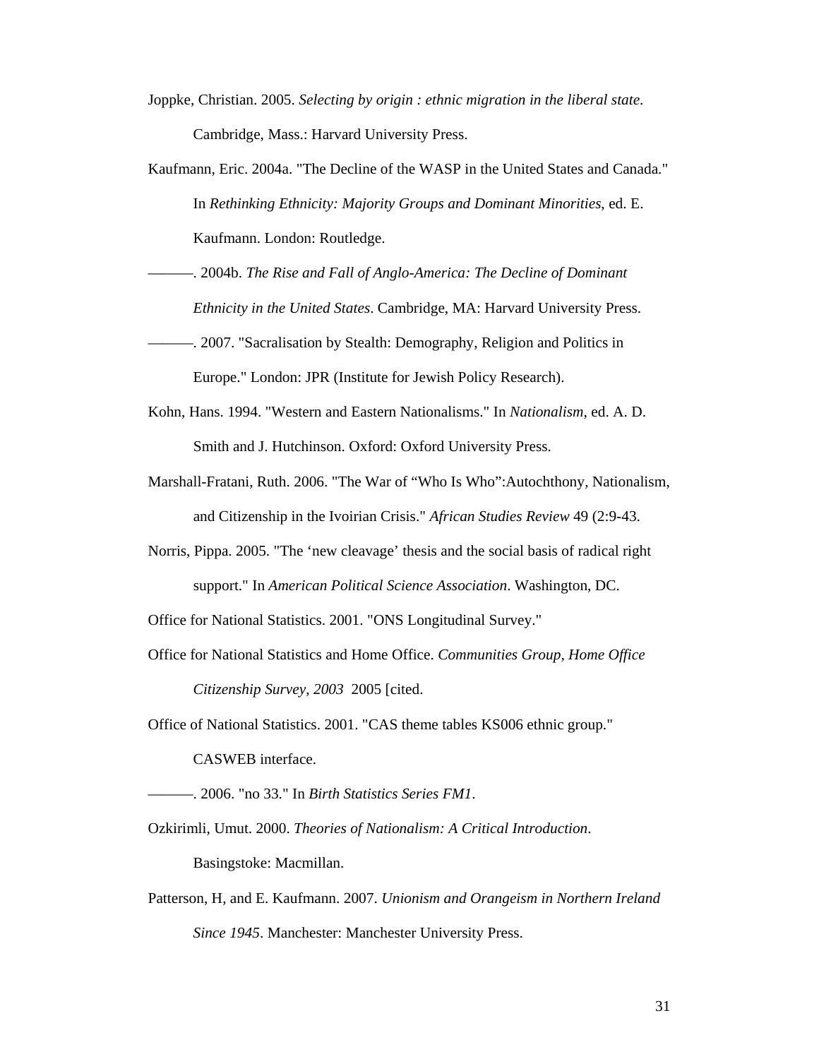Joppke, Christian. 2005. *Selecting by origin : ethnic migration in the liberal state*. Cambridge, Mass.: Harvard University Press.

Kaufmann, Eric. 2004a. "The Decline of the WASP in the United States and Canada." In *Rethinking Ethnicity: Majority Groups and Dominant Minorities*, ed. E. Kaufmann. London: Routledge.

———. 2004b. *The Rise and Fall of Anglo-America: The Decline of Dominant Ethnicity in the United States*. Cambridge, MA: Harvard University Press.

———. 2007. "Sacralisation by Stealth: Demography, Religion and Politics in Europe." London: JPR (Institute for Jewish Policy Research).

Kohn, Hans. 1994. "Western and Eastern Nationalisms." In *Nationalism*, ed. A. D. Smith and J. Hutchinson. Oxford: Oxford University Press.

Marshall-Fratani, Ruth. 2006. "The War of "Who Is Who":Autochthony, Nationalism, and Citizenship in the Ivoirian Crisis." *African Studies Review* 49 (2:9-43.

Norris, Pippa. 2005. "The 'new cleavage' thesis and the social basis of radical right support." In *American Political Science Association*. Washington, DC.

Office for National Statistics. 2001. "ONS Longitudinal Survey."

Office for National Statistics and Home Office. *Communities Group, Home Office Citizenship Survey, 2003* 2005 [cited.

Office of National Statistics. 2001. "CAS theme tables KS006 ethnic group." CASWEB interface.

———. 2006. "no 33." In *Birth Statistics Series FM1*.

Ozkirimli, Umut. 2000. *Theories of Nationalism: A Critical Introduction*. Basingstoke: Macmillan.

Patterson, H, and E. Kaufmann. 2007. *Unionism and Orangeism in Northern Ireland Since 1945*. Manchester: Manchester University Press.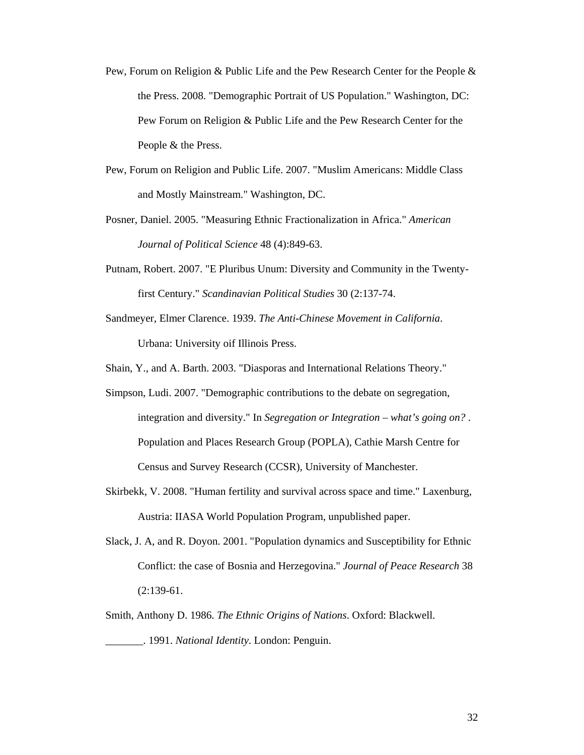Pew, Forum on Religion & Public Life and the Pew Research Center for the People & the Press. 2008. "Demographic Portrait of US Population." Washington, DC: Pew Forum on Religion & Public Life and the Pew Research Center for the People & the Press.

Pew, Forum on Religion and Public Life. 2007. "Muslim Americans: Middle Class and Mostly Mainstream." Washington, DC.

Posner, Daniel. 2005. "Measuring Ethnic Fractionalization in Africa." *American Journal of Political Science* 48 (4):849-63.

Putnam, Robert. 2007. "E Pluribus Unum: Diversity and Community in the Twenty-first Century." *Scandinavian Political Studies* 30 (2:137-74.

Sandmeyer, Elmer Clarence. 1939. *The Anti-Chinese Movement in California*. Urbana: University oif Illinois Press.

Shain, Y., and A. Barth. 2003. "Diasporas and International Relations Theory."

Simpson, Ludi. 2007. "Demographic contributions to the debate on segregation, integration and diversity." In *Segregation or Integration – what's going on?* . Population and Places Research Group (POPLA), Cathie Marsh Centre for Census and Survey Research (CCSR), University of Manchester.

Skirbekk, V. 2008. "Human fertility and survival across space and time." Laxenburg, Austria: IIASA World Population Program, unpublished paper.

Slack, J. A, and R. Doyon. 2001. "Population dynamics and Susceptibility for Ethnic Conflict: the case of Bosnia and Herzegovina." *Journal of Peace Research* 38 (2:139-61.

Smith, Anthony D. 1986. *The Ethnic Origins of Nations*. Oxford: Blackwell.

_______. 1991. *National Identity*. London: Penguin.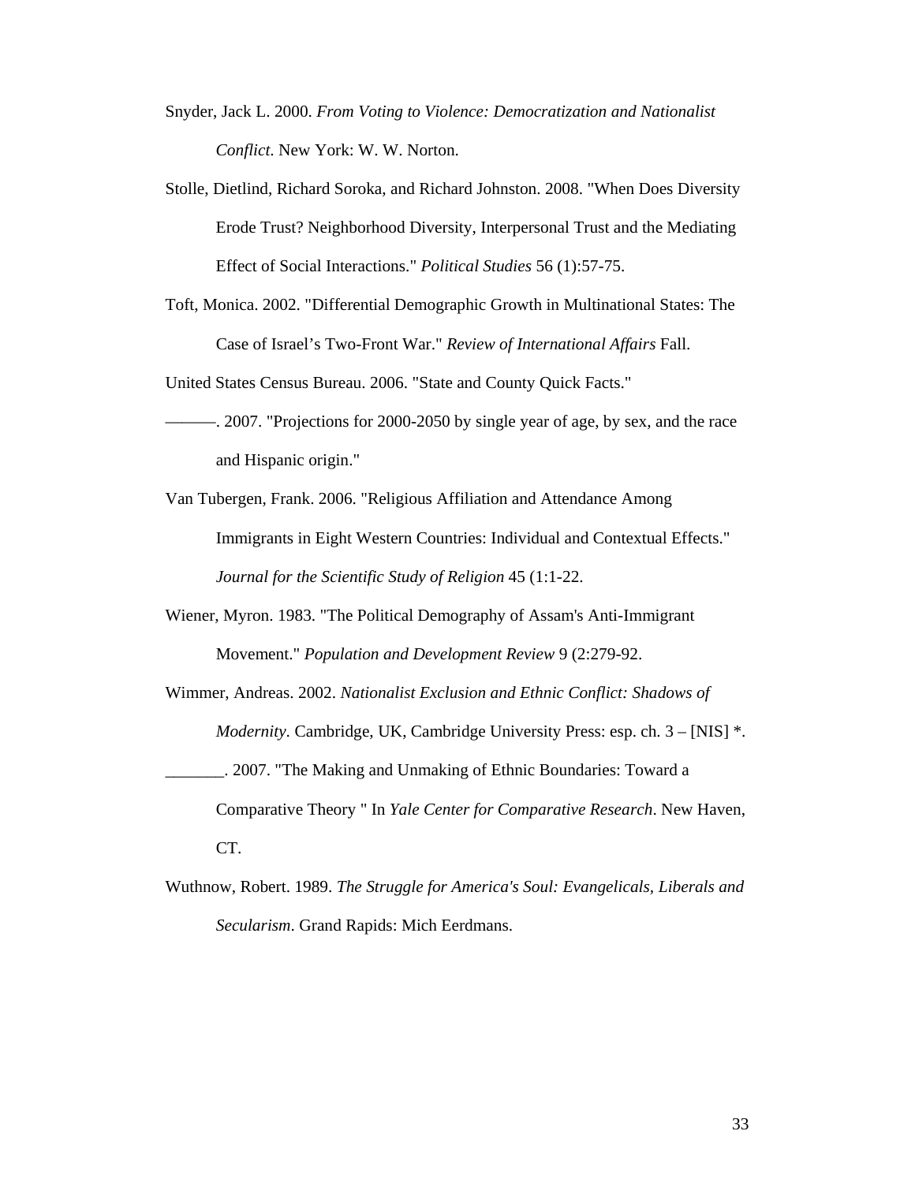Snyder, Jack L. 2000. *From Voting to Violence: Democratization and Nationalist Conflict*. New York: W. W. Norton.

Stolle, Dietlind, Richard Soroka, and Richard Johnston. 2008. "When Does Diversity Erode Trust? Neighborhood Diversity, Interpersonal Trust and the Mediating Effect of Social Interactions." *Political Studies* 56 (1):57-75.

Toft, Monica. 2002. "Differential Demographic Growth in Multinational States: The Case of Israel's Two-Front War." *Review of International Affairs* Fall.

United States Census Bureau. 2006. "State and County Quick Facts."

———. 2007. "Projections for 2000-2050 by single year of age, by sex, and the race and Hispanic origin."

Van Tubergen, Frank. 2006. "Religious Affiliation and Attendance Among Immigrants in Eight Western Countries: Individual and Contextual Effects." *Journal for the Scientific Study of Religion* 45 (1:1-22.

Wiener, Myron. 1983. "The Political Demography of Assam's Anti-Immigrant Movement." *Population and Development Review* 9 (2:279-92.

Wimmer, Andreas. 2002. *Nationalist Exclusion and Ethnic Conflict: Shadows of Modernity*. Cambridge, UK, Cambridge University Press: esp. ch. 3 – [NIS] *.

_______. 2007. "The Making and Unmaking of Ethnic Boundaries: Toward a Comparative Theory " In *Yale Center for Comparative Research*. New Haven, CT.

Wuthnow, Robert. 1989. *The Struggle for America's Soul: Evangelicals, Liberals and Secularism*. Grand Rapids: Mich Eerdmans.